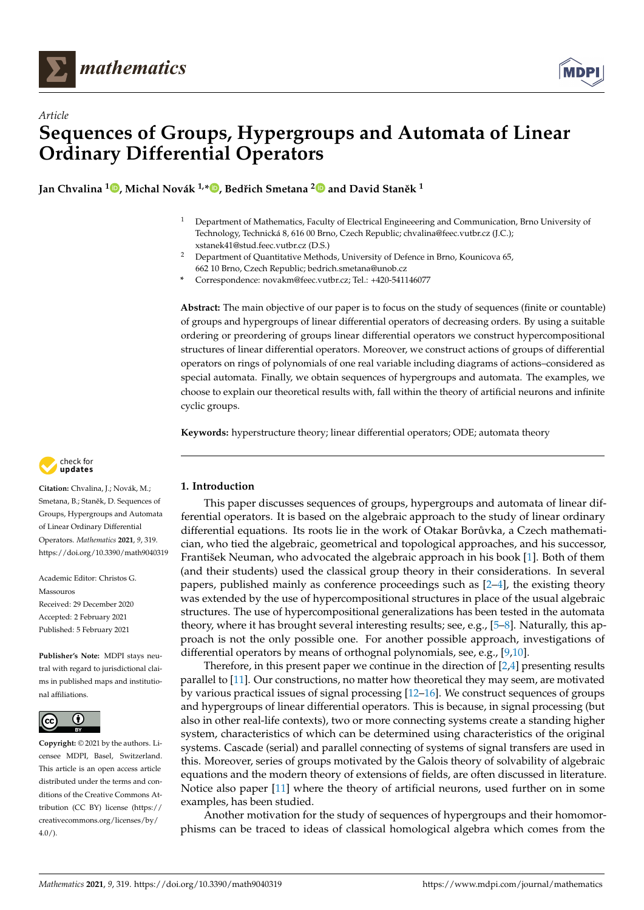*Article*

# Sequences of Groups, Hypergroups and Automata of Linear Ordinary Differential Operators

**Jan Chvalina [1], Michal Novák [1,*], Bedřich Smetana [2] and David Staněk [1]**

[1] Department of Mathematics, Faculty of Electrical Engineeering and Communication, Brno University of Technology, Technická 8, 616 00 Brno, Czech Republic; chvalina@feec.vutbr.cz (J.C.); xstanek41@stud.feec.vutbr.cz (D.S.)

[2] Department of Quantitative Methods, University of Defence in Brno, Kounicova 65, 662 10 Brno, Czech Republic; bedrich.smetana@unob.cz

* Correspondence: novakm@feec.vutbr.cz; Tel.: +420-541146077

**Abstract:** The main objective of our paper is to focus on the study of sequences (finite or countable) of groups and hypergroups of linear differential operators of decreasing orders. By using a suitable ordering or preordering of groups linear differential operators we construct hypercompositional structures of linear differential operators. Moreover, we construct actions of groups of differential operators on rings of polynomials of one real variable including diagrams of actions–considered as special automata. Finally, we obtain sequences of hypergroups and automata. The examples, we choose to explain our theoretical results with, fall within the theory of artificial neurons and infinite cyclic groups.

**Keywords:** hyperstructure theory; linear differential operators; ODE; automata theory

**Citation:** Chvalina, J.; Novák, M.; Smetana, B.; Staněk, D. Sequences of Groups, Hypergroups and Automata of Linear Ordinary Differential Operators. *Mathematics* **2021**, *9*, 319. https://doi.org/10.3390/math9040319

Academic Editor: Christos G. Massouros

Received: 29 December 2020
Accepted: 2 February 2021
Published: 5 February 2021

**Publisher's Note:** MDPI stays neutral with regard to jurisdictional claims in published maps and institutional affiliations.

**Copyright:** © 2021 by the authors. Licensee MDPI, Basel, Switzerland. This article is an open access article distributed under the terms and conditions of the Creative Commons Attribution (CC BY) license (https://creativecommons.org/licenses/by/4.0/).

## 1. Introduction

This paper discusses sequences of groups, hypergroups and automata of linear differential operators. It is based on the algebraic approach to the study of linear ordinary differential equations. Its roots lie in the work of Otakar Borůvka, a Czech mathematician, who tied the algebraic, geometrical and topological approaches, and his successor, František Neuman, who advocated the algebraic approach in his book [1]. Both of them (and their students) used the classical group theory in their considerations. In several papers, published mainly as conference proceedings such as [2–4], the existing theory was extended by the use of hypercompositional structures in place of the usual algebraic structures. The use of hypercompositional generalizations has been tested in the automata theory, where it has brought several interesting results; see, e.g., [5–8]. Naturally, this approach is not the only possible one. For another possible approach, investigations of differential operators by means of orthognal polynomials, see, e.g., [9,10].

Therefore, in this present paper we continue in the direction of [2,4] presenting results parallel to [11]. Our constructions, no matter how theoretical they may seem, are motivated by various practical issues of signal processing [12–16]. We construct sequences of groups and hypergroups of linear differential operators. This is because, in signal processing (but also in other real-life contexts), two or more connecting systems create a standing higher system, characteristics of which can be determined using characteristics of the original systems. Cascade (serial) and parallel connecting of systems of signal transfers are used in this. Moreover, series of groups motivated by the Galois theory of solvability of algebraic equations and the modern theory of extensions of fields, are often discussed in literature. Notice also paper [11] where the theory of artificial neurons, used further on in some examples, has been studied.

Another motivation for the study of sequences of hypergroups and their homomorphisms can be traced to ideas of classical homological algebra which comes from the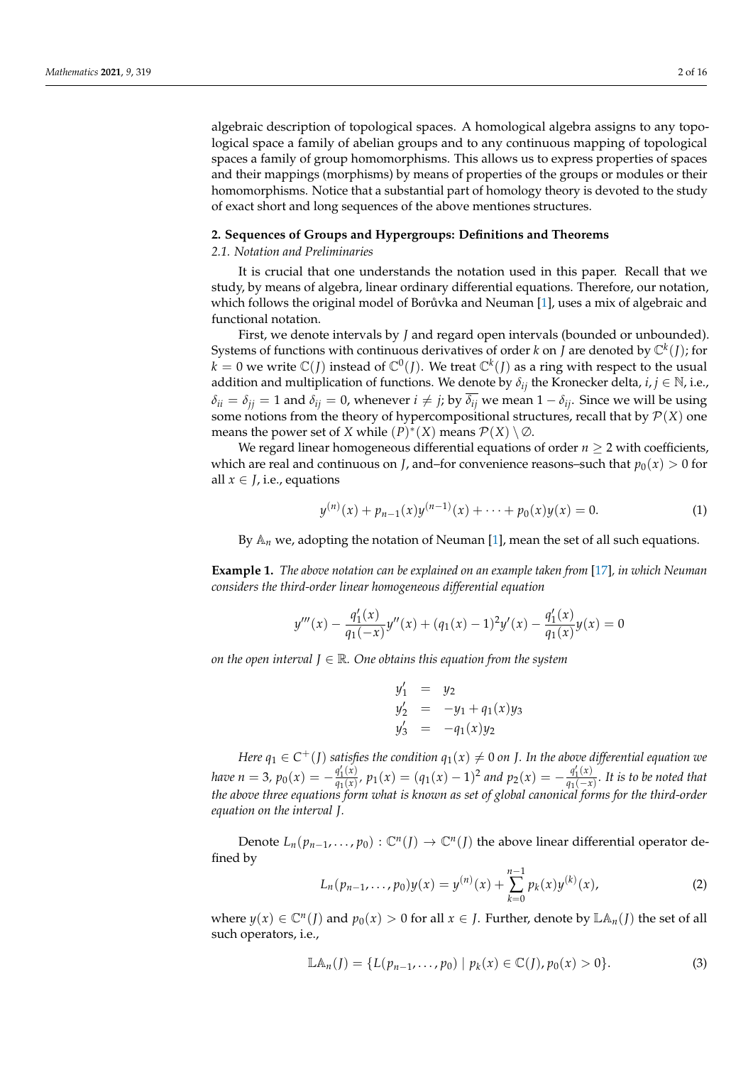algebraic description of topological spaces. A homological algebra assigns to any topological space a family of abelian groups and to any continuous mapping of topological spaces a family of group homomorphisms. This allows us to express properties of spaces and their mappings (morphisms) by means of properties of the groups or modules or their homomorphisms. Notice that a substantial part of homology theory is devoted to the study of exact short and long sequences of the above mentiones structures.

## 2. Sequences of Groups and Hypergroups: Definitions and Theorems

### 2.1. Notation and Preliminaries

It is crucial that one understands the notation used in this paper. Recall that we study, by means of algebra, linear ordinary differential equations. Therefore, our notation, which follows the original model of Borůvka and Neuman [1], uses a mix of algebraic and functional notation.

First, we denote intervals by $J$ and regard open intervals (bounded or unbounded). Systems of functions with continuous derivatives of order $k$ on $J$ are denoted by $\mathbb{C}^k(J)$; for $k = 0$ we write $\mathbb{C}(J)$ instead of $\mathbb{C}^0(J)$. We treat $\mathbb{C}^k(J)$ as a ring with respect to the usual addition and multiplication of functions. We denote by $\delta_{ij}$ the Kronecker delta, $i, j \in \mathbb{N}$, i.e., $\delta_{ii} = \delta_{jj} = 1$ and $\delta_{ij} = 0$, whenever $i \neq j$; by $\overline{\delta_{ij}}$ we mean $1 - \delta_{ij}$. Since we will be using some notions from the theory of hypercompositional structures, recall that by $\mathcal{P}(X)$ one means the power set of $X$ while $(P)^*(X)$ means $\mathcal{P}(X) \setminus \emptyset$.

We regard linear homogeneous differential equations of order $n \geq 2$ with coefficients, which are real and continuous on $J$, and–for convenience reasons–such that $p_0(x) > 0$ for all $x \in J$, i.e., equations

$$y^{(n)}(x) + p_{n-1}(x)y^{(n-1)}(x) + \cdots + p_0(x)y(x) = 0. \tag{1}$$

By $\mathbb{A}_n$ we, adopting the notation of Neuman [1], mean the set of all such equations.

**Example 1.** *The above notation can be explained on an example taken from* [17]*, in which Neuman considers the third-order linear homogeneous differential equation*

$$y'''(x) - \frac{q_1'(x)}{q_1(-x)}y''(x) + (q_1(x) - 1)^2 y'(x) - \frac{q_1'(x)}{q_1(x)}y(x) = 0$$

*on the open interval $J \in \mathbb{R}$. One obtains this equation from the system*

$$\begin{aligned} y_1' &= y_2 \\ y_2' &= -y_1 + q_1(x)y_3 \\ y_3' &= -q_1(x)y_2 \end{aligned}$$

*Here $q_1 \in C^+(J)$ satisfies the condition $q_1(x) \neq 0$ on $J$. In the above differential equation we have $n = 3$, $p_0(x) = -\frac{q_1'(x)}{q_1(x)}$, $p_1(x) = (q_1(x) - 1)^2$ and $p_2(x) = -\frac{q_1'(x)}{q_1(-x)}$. It is to be noted that the above three equations form what is known as set of global canonical forms for the third-order equation on the interval $J$.*

Denote $L_n(p_{n-1}, \ldots, p_0) : \mathbb{C}^n(J) \to \mathbb{C}^n(J)$ the above linear differential operator defined by

$$L_n(p_{n-1}, \ldots, p_0)y(x) = y^{(n)}(x) + \sum_{k=0}^{n-1} p_k(x)y^{(k)}(x), \tag{2}$$

where $y(x) \in \mathbb{C}^n(J)$ and $p_0(x) > 0$ for all $x \in J$. Further, denote by $\mathbb{LA}_n(J)$ the set of all such operators, i.e.,

$$\mathbb{LA}_n(J) = \{L(p_{n-1}, \ldots, p_0) \mid p_k(x) \in \mathbb{C}(J), p_0(x) > 0\}. \tag{3}$$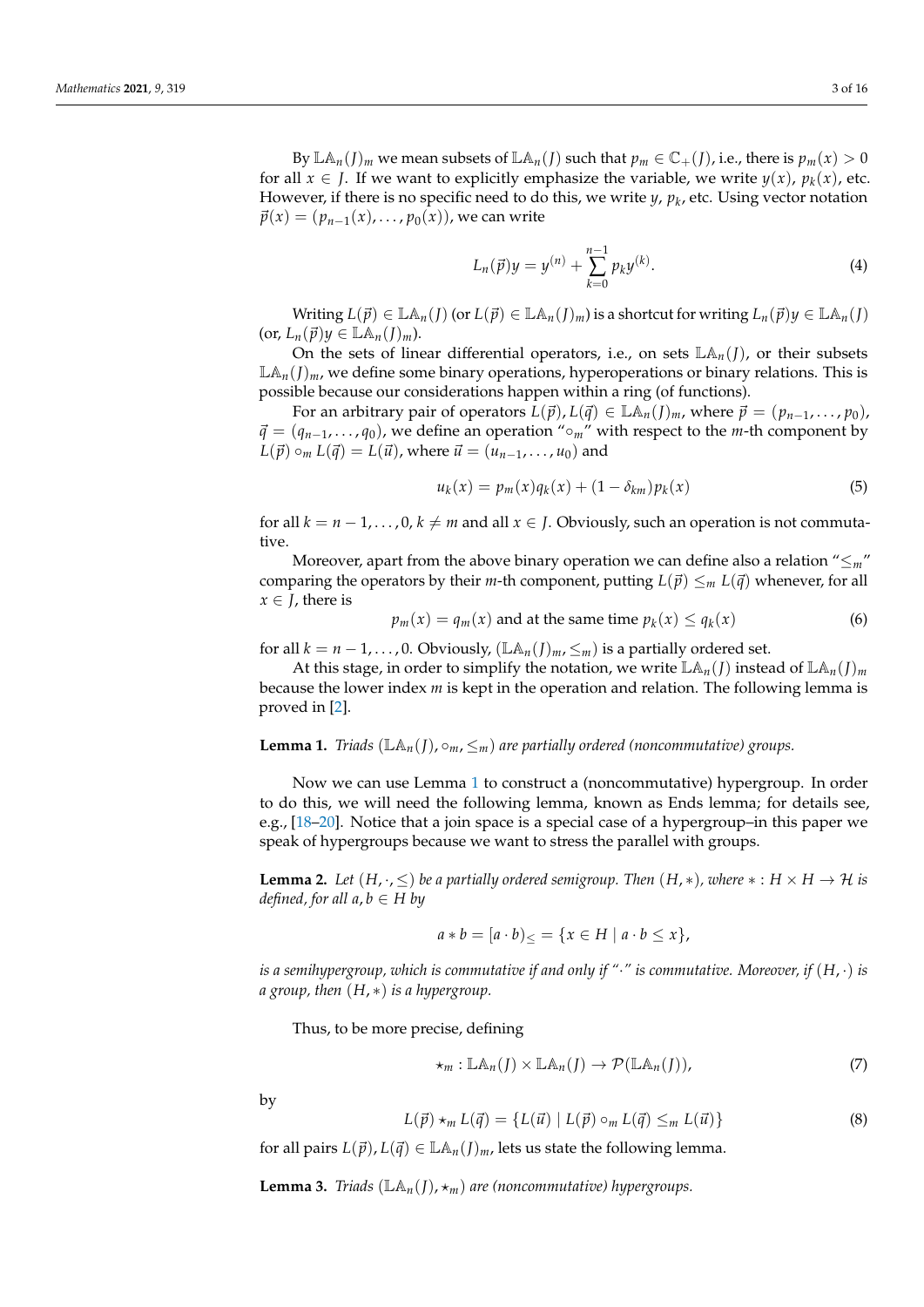By $\mathbb{LA}_n(J)_m$ we mean subsets of $\mathbb{LA}_n(J)$ such that $p_m \in \mathbb{C}_+(J)$, i.e., there is $p_m(x) > 0$ for all $x \in J$. If we want to explicitly emphasize the variable, we write $y(x)$, $p_k(x)$, etc. However, if there is no specific need to do this, we write $y$, $p_k$, etc. Using vector notation $\vec{p}(x) = (p_{n-1}(x), \dots, p_0(x))$, we can write

$$L_n(\vec{p})y = y^{(n)} + \sum_{k=0}^{n-1} p_k y^{(k)}. \tag{4}$$

Writing $L(\vec{p}) \in \mathbb{LA}_n(J)$ (or $L(\vec{p}) \in \mathbb{LA}_n(J)_m$) is a shortcut for writing $L_n(\vec{p})y \in \mathbb{LA}_n(J)$ (or, $L_n(\vec{p})y \in \mathbb{LA}_n(J)_m$).

On the sets of linear differential operators, i.e., on sets $\mathbb{LA}_n(J)$, or their subsets $\mathbb{LA}_n(J)_m$, we define some binary operations, hyperoperations or binary relations. This is possible because our considerations happen within a ring (of functions).

For an arbitrary pair of operators $L(\vec{p}), L(\vec{q}) \in \mathbb{LA}_n(J)_m$, where $\vec{p} = (p_{n-1}, \dots, p_0)$, $\vec{q} = (q_{n-1}, \dots, q_0)$, we define an operation "$\circ_m$" with respect to the $m$-th component by $L(\vec{p}) \circ_m L(\vec{q}) = L(\vec{u})$, where $\vec{u} = (u_{n-1}, \dots, u_0)$ and

$$u_k(x) = p_m(x)q_k(x) + (1 - \delta_{km})p_k(x) \tag{5}$$

for all $k = n-1, \dots, 0$, $k \neq m$ and all $x \in J$. Obviously, such an operation is not commutative.

Moreover, apart from the above binary operation we can define also a relation "$\leq_m$" comparing the operators by their $m$-th component, putting $L(\vec{p}) \leq_m L(\vec{q})$ whenever, for all $x \in J$, there is

$$p_m(x) = q_m(x) \text{ and at the same time } p_k(x) \leq q_k(x) \tag{6}$$

for all $k = n-1, \dots, 0$. Obviously, $(\mathbb{LA}_n(J)_m, \leq_m)$ is a partially ordered set.

At this stage, in order to simplify the notation, we write $\mathbb{LA}_n(J)$ instead of $\mathbb{LA}_n(J)_m$ because the lower index $m$ is kept in the operation and relation. The following lemma is proved in [2].

**Lemma 1.** *Triads $(\mathbb{LA}_n(J), \circ_m, \leq_m)$ are partially ordered (noncommutative) groups.*

Now we can use Lemma 1 to construct a (noncommutative) hypergroup. In order to do this, we will need the following lemma, known as Ends lemma; for details see, e.g., [18–20]. Notice that a join space is a special case of a hypergroup–in this paper we speak of hypergroups because we want to stress the parallel with groups.

**Lemma 2.** *Let $(H, \cdot, \leq)$ be a partially ordered semigroup. Then $(H, *)$, where $* : H \times H \to \mathcal{H}$ is defined, for all $a, b \in H$ by*

$$a * b = [a \cdot b)_{\leq} = \{x \in H \mid a \cdot b \leq x\},$$

*is a semihypergroup, which is commutative if and only if "$\cdot$" is commutative. Moreover, if $(H, \cdot)$ is a group, then $(H, *)$ is a hypergroup.*

Thus, to be more precise, defining

$$\star_m : \mathbb{LA}_n(J) \times \mathbb{LA}_n(J) \to \mathcal{P}(\mathbb{LA}_n(J)), \tag{7}$$

by

$$L(\vec{p}) \star_m L(\vec{q}) = \{L(\vec{u}) \mid L(\vec{p}) \circ_m L(\vec{q}) \leq_m L(\vec{u})\} \tag{8}$$

for all pairs $L(\vec{p}), L(\vec{q}) \in \mathbb{LA}_n(J)_m$, lets us state the following lemma.

**Lemma 3.** *Triads $(\mathbb{LA}_n(J), \star_m)$ are (noncommutative) hypergroups.*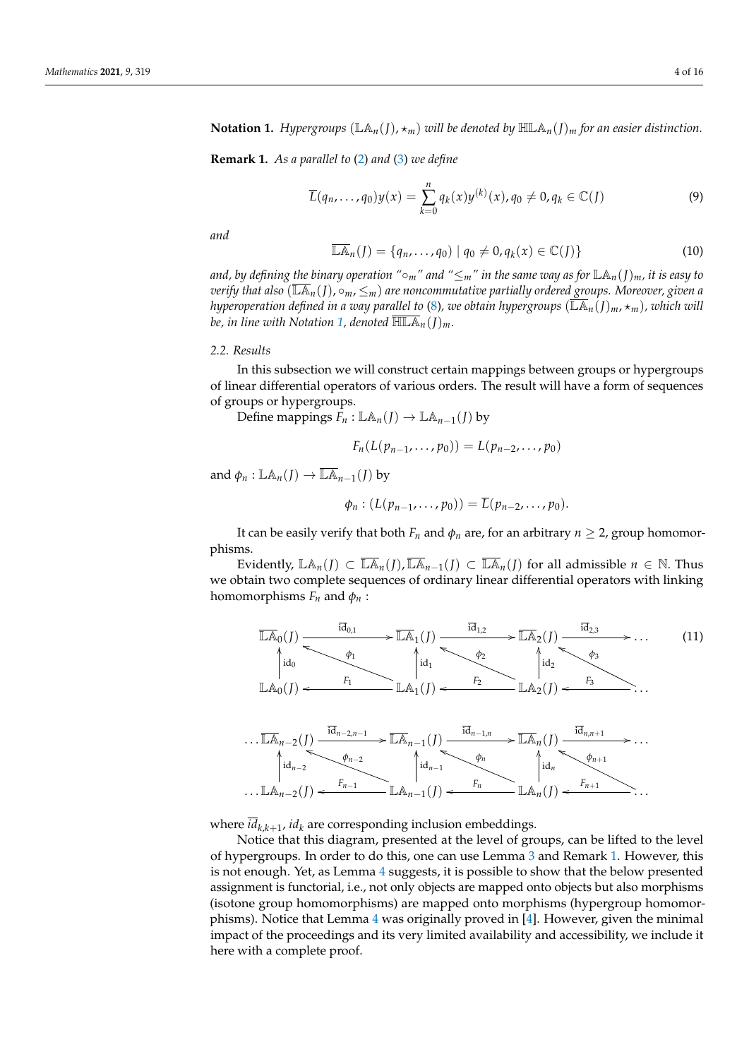**Notation 1.** *Hypergroups* $(\mathbb{LA}_n(J), \star_m)$ *will be denoted by* $\mathbb{HLA}_n(J)_m$ *for an easier distinction.*

**Remark 1.** *As a parallel to* (2) *and* (3) *we define*

$$\overline{L}(q_n, \ldots, q_0)y(x) = \sum_{k=0}^{n} q_k(x)y^{(k)}(x), q_0 \neq 0, q_k \in \mathbb{C}(J) \tag{9}$$

*and*

$$\overline{\mathbb{LA}}_n(J) = \{q_n, \ldots, q_0) \mid q_0 \neq 0, q_k(x) \in \mathbb{C}(J)\} \tag{10}$$

*and, by defining the binary operation "*$\circ_m$*" and "*$\leq_m$*" in the same way as for* $\mathbb{LA}_n(J)_m$*, it is easy to verify that also* $(\overline{\mathbb{LA}}_n(J), \circ_m, \leq_m)$ *are noncommutative partially ordered groups. Moreover, given a hyperoperation defined in a way parallel to* (8)*, we obtain hypergroups* $(\overline{\mathbb{LA}}_n(J)_m, \star_m)$*, which will be, in line with Notation 1, denoted* $\overline{\mathbb{HLA}}_n(J)_m$*.*

### 2.2. Results

In this subsection we will construct certain mappings between groups or hypergroups of linear differential operators of various orders. The result will have a form of sequences of groups or hypergroups.

Define mappings $F_n : \mathbb{LA}_n(J) \to \mathbb{LA}_{n-1}(J)$ by

$$F_n(L(p_{n-1}, \ldots, p_0)) = L(p_{n-2}, \ldots, p_0)$$

and $\phi_n : \mathbb{LA}_n(J) \to \overline{\mathbb{LA}}_{n-1}(J)$ by

$$\phi_n : (L(p_{n-1}, \ldots, p_0)) = \overline{L}(p_{n-2}, \ldots, p_0).$$

It can be easily verify that both $F_n$ and $\phi_n$ are, for an arbitrary $n \geq 2$, group homomorphisms.

Evidently, $\mathbb{LA}_n(J) \subset \overline{\mathbb{LA}}_n(J), \overline{\mathbb{LA}}_{n-1}(J) \subset \overline{\mathbb{LA}}_n(J)$ for all admissible $n \in \mathbb{N}$. Thus we obtain two complete sequences of ordinary linear differential operators with linking homomorphisms $F_n$ and $\phi_n$ :

$$\begin{array}{ccccccc}
\overline{\mathbb{LA}}_0(J) & \xrightarrow{\overline{\mathrm{id}}_{0,1}} & \overline{\mathbb{LA}}_1(J) & \xrightarrow{\overline{\mathrm{id}}_{1,2}} & \overline{\mathbb{LA}}_2(J) & \xrightarrow{\overline{\mathrm{id}}_{2,3}} & \ldots \\
\uparrow{\scriptstyle \mathrm{id}_0} & \nwarrow{\scriptstyle \phi_1} & \uparrow{\scriptstyle \mathrm{id}_1} & \nwarrow{\scriptstyle \phi_2} & \uparrow{\scriptstyle \mathrm{id}_2} & \nwarrow{\scriptstyle \phi_3} & \\
\mathbb{LA}_0(J) & \xleftarrow{F_1} & \mathbb{LA}_1(J) & \xleftarrow{F_2} & \mathbb{LA}_2(J) & \xleftarrow{F_3} & \ldots \\
 & & & & & & \\
\ldots\overline{\mathbb{LA}}_{n-2}(J) & \xrightarrow{\overline{\mathrm{id}}_{n-2,n-1}} & \overline{\mathbb{LA}}_{n-1}(J) & \xrightarrow{\overline{\mathrm{id}}_{n-1,n}} & \overline{\mathbb{LA}}_n(J) & \xrightarrow{\overline{\mathrm{id}}_{n,n+1}} & \ldots \\
\uparrow{\scriptstyle \mathrm{id}_{n-2}} & \nwarrow{\scriptstyle \phi_{n-2}} & \uparrow{\scriptstyle \mathrm{id}_{n-1}} & \nwarrow{\scriptstyle \phi_n} & \uparrow{\scriptstyle \mathrm{id}_n} & \nwarrow{\scriptstyle \phi_{n+1}} & \\
\ldots\mathbb{LA}_{n-2}(J) & \xleftarrow{F_{n-1}} & \mathbb{LA}_{n-1}(J) & \xleftarrow{F_n} & \mathbb{LA}_n(J) & \xleftarrow{F_{n+1}} & \ldots
\end{array} \tag{11}$$

where $\overline{id}_{k,k+1}$, $id_k$ are corresponding inclusion embeddings.

Notice that this diagram, presented at the level of groups, can be lifted to the level of hypergroups. In order to do this, one can use Lemma 3 and Remark 1. However, this is not enough. Yet, as Lemma 4 suggests, it is possible to show that the below presented assignment is functorial, i.e., not only objects are mapped onto objects but also morphisms (isotone group homomorphisms) are mapped onto morphisms (hypergroup homomorphisms). Notice that Lemma 4 was originally proved in [4]. However, given the minimal impact of the proceedings and its very limited availability and accessibility, we include it here with a complete proof.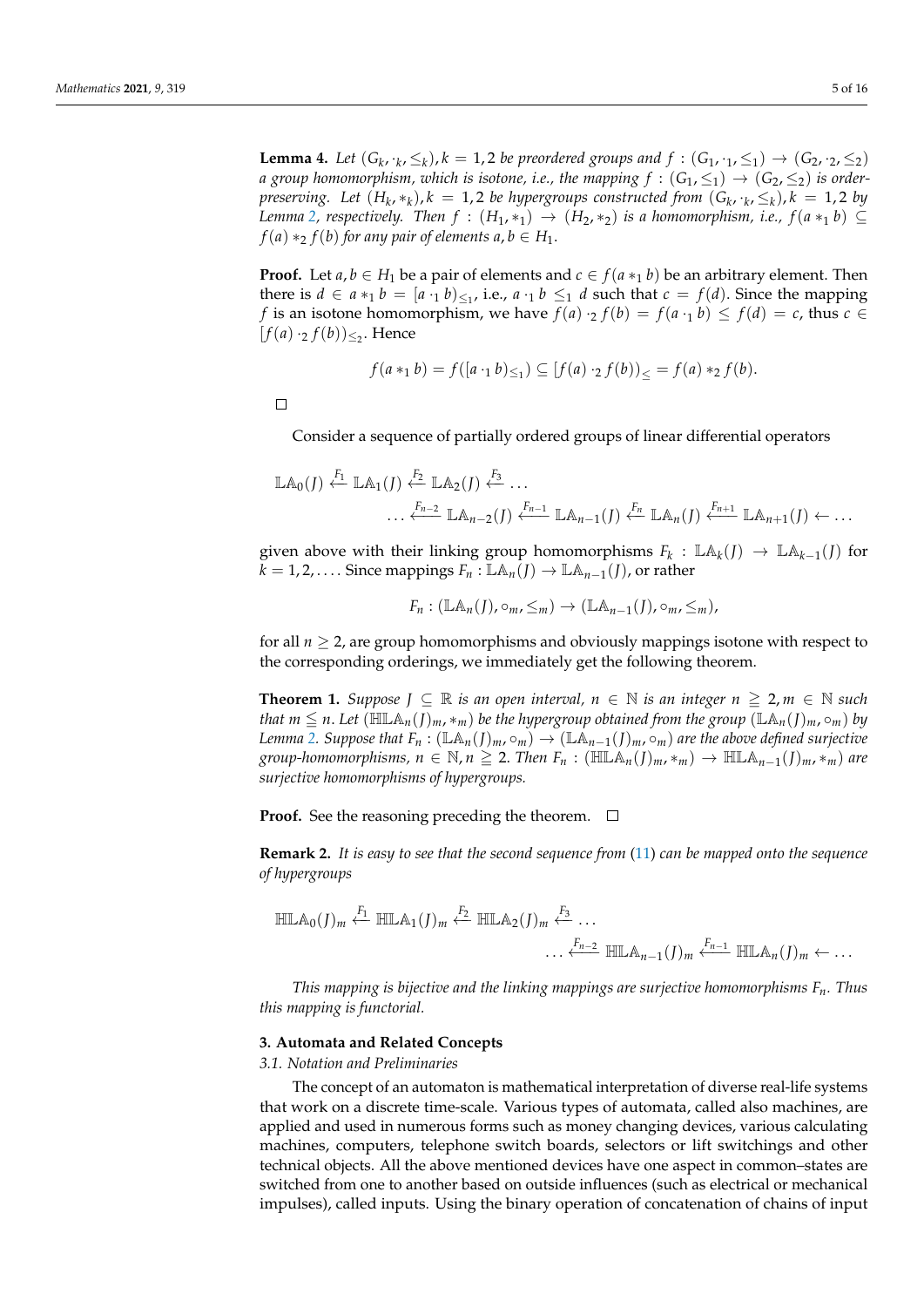**Lemma 4.** *Let $(G_k, \cdot_k, \leq_k), k = 1,2$ be preordered groups and $f : (G_1, \cdot_1, \leq_1) \to (G_2, \cdot_2, \leq_2)$ a group homomorphism, which is isotone, i.e., the mapping $f : (G_1, \leq_1) \to (G_2, \leq_2)$ is order-preserving. Let $(H_k, *_k), k = 1,2$ be hypergroups constructed from $(G_k, \cdot_k, \leq_k), k = 1,2$ by Lemma 2, respectively. Then $f : (H_1, *_1) \to (H_2, *_2)$ is a homomorphism, i.e., $f(a *_1 b) \subseteq f(a) *_2 f(b)$ for any pair of elements $a, b \in H_1$.*

**Proof.** Let $a, b \in H_1$ be a pair of elements and $c \in f(a *_1 b)$ be an arbitrary element. Then there is $d \in a *_1 b = [a \cdot_1 b)_{\leq_1}$, i.e., $a \cdot_1 b \leq_1 d$ such that $c = f(d)$. Since the mapping $f$ is an isotone homomorphism, we have $f(a) \cdot_2 f(b) = f(a \cdot_1 b) \leq f(d) = c$, thus $c \in [f(a) \cdot_2 f(b))_{\leq_2}$. Hence

$$f(a *_1 b) = f([a \cdot_1 b)_{\leq_1}) \subseteq [f(a) \cdot_2 f(b))_{\leq} = f(a) *_2 f(b).$$

□

Consider a sequence of partially ordered groups of linear differential operators

$$\mathbb{LA}_0(J) \xleftarrow{F_1} \mathbb{LA}_1(J) \xleftarrow{F_2} \mathbb{LA}_2(J) \xleftarrow{F_3} \dots$$
$$\dots \xleftarrow{F_{n-2}} \mathbb{LA}_{n-2}(J) \xleftarrow{F_{n-1}} \mathbb{LA}_{n-1}(J) \xleftarrow{F_n} \mathbb{LA}_n(J) \xleftarrow{F_{n+1}} \mathbb{LA}_{n+1}(J) \leftarrow \dots$$

given above with their linking group homomorphisms $F_k : \mathbb{LA}_k(J) \to \mathbb{LA}_{k-1}(J)$ for $k = 1, 2, \dots$. Since mappings $F_n : \mathbb{LA}_n(J) \to \mathbb{LA}_{n-1}(J)$, or rather

$$F_n : (\mathbb{LA}_n(J), \circ_m, \leq_m) \to (\mathbb{LA}_{n-1}(J), \circ_m, \leq_m),$$

for all $n \geq 2$, are group homomorphisms and obviously mappings isotone with respect to the corresponding orderings, we immediately get the following theorem.

**Theorem 1.** *Suppose $J \subseteq \mathbb{R}$ is an open interval, $n \in \mathbb{N}$ is an integer $n \geqq 2, m \in \mathbb{N}$ such that $m \leqq n$. Let $(\mathbb{HLA}_n(J)_m, *_m)$ be the hypergroup obtained from the group $(\mathbb{LA}_n(J)_m, \circ_m)$ by Lemma 2. Suppose that $F_n : (\mathbb{LA}_n(J)_m, \circ_m) \to (\mathbb{LA}_{n-1}(J)_m, \circ_m)$ are the above defined surjective group-homomorphisms, $n \in \mathbb{N}, n \geqq 2$. Then $F_n : (\mathbb{HLA}_n(J)_m, *_m) \to \mathbb{HLA}_{n-1}(J)_m, *_m)$ are surjective homomorphisms of hypergroups.*

**Proof.** See the reasoning preceding the theorem. □

**Remark 2.** *It is easy to see that the second sequence from (11) can be mapped onto the sequence of hypergroups*

$$\mathbb{HLA}_0(J)_m \xleftarrow{F_1} \mathbb{HLA}_1(J)_m \xleftarrow{F_2} \mathbb{HLA}_2(J)_m \xleftarrow{F_3} \dots$$
$$\dots \xleftarrow{F_{n-2}} \mathbb{HLA}_{n-1}(J)_m \xleftarrow{F_{n-1}} \mathbb{HLA}_n(J)_m \leftarrow \dots$$

*This mapping is bijective and the linking mappings are surjective homomorphisms $F_n$. Thus this mapping is functorial.*

## 3. Automata and Related Concepts

### 3.1. Notation and Preliminaries

The concept of an automaton is mathematical interpretation of diverse real-life systems that work on a discrete time-scale. Various types of automata, called also machines, are applied and used in numerous forms such as money changing devices, various calculating machines, computers, telephone switch boards, selectors or lift switchings and other technical objects. All the above mentioned devices have one aspect in common–states are switched from one to another based on outside influences (such as electrical or mechanical impulses), called inputs. Using the binary operation of concatenation of chains of input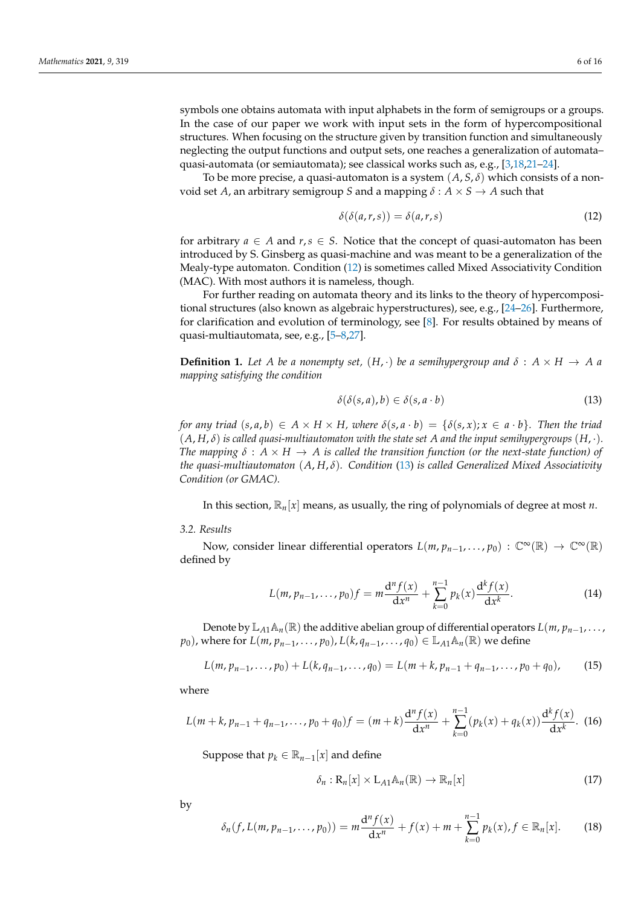symbols one obtains automata with input alphabets in the form of semigroups or a groups. In the case of our paper we work with input sets in the form of hypercompositional structures. When focusing on the structure given by transition function and simultaneously neglecting the output functions and output sets, one reaches a generalization of automata–quasi-automata (or semiautomata); see classical works such as, e.g., [3,18,21–24].

To be more precise, a quasi-automaton is a system $(A, S, \delta)$ which consists of a non-void set $A$, an arbitrary semigroup $S$ and a mapping $\delta : A \times S \to A$ such that

$$\delta(\delta(a, r, s)) = \delta(a, r, s) \tag{12}$$

for arbitrary $a \in A$ and $r, s \in S$. Notice that the concept of quasi-automaton has been introduced by S. Ginsberg as quasi-machine and was meant to be a generalization of the Mealy-type automaton. Condition (12) is sometimes called Mixed Associativity Condition (MAC). With most authors it is nameless, though.

For further reading on automata theory and its links to the theory of hypercompositional structures (also known as algebraic hyperstructures), see, e.g., [24–26]. Furthermore, for clarification and evolution of terminology, see [8]. For results obtained by means of quasi-multiautomata, see, e.g., [5–8,27].

**Definition 1.** *Let $A$ be a nonempty set, $(H, \cdot)$ be a semihypergroup and $\delta : A \times H \to A$ a mapping satisfying the condition*

$$\delta(\delta(s, a), b) \in \delta(s, a \cdot b) \tag{13}$$

*for any triad $(s, a, b) \in A \times H \times H$, where $\delta(s, a \cdot b) = \{\delta(s, x); x \in a \cdot b\}$. Then the triad $(A, H, \delta)$ is called quasi-multiautomaton with the state set $A$ and the input semihypergroups $(H, \cdot)$. The mapping $\delta : A \times H \to A$ is called the transition function (or the next-state function) of the quasi-multiautomaton $(A, H, \delta)$. Condition (13) is called Generalized Mixed Associativity Condition (or GMAC).*

In this section, $\mathbb{R}_n[x]$ means, as usually, the ring of polynomials of degree at most $n$.

### 3.2. Results

Now, consider linear differential operators $L(m, p_{n-1}, \dots, p_0) : \mathbb{C}^\infty(\mathbb{R}) \to \mathbb{C}^\infty(\mathbb{R})$ defined by

$$L(m, p_{n-1}, \dots, p_0)f = m\frac{\mathrm{d}^n f(x)}{\mathrm{d}x^n} + \sum_{k=0}^{n-1} p_k(x)\frac{\mathrm{d}^k f(x)}{\mathrm{d}x^k}. \tag{14}$$

Denote by $\mathbb{L}_{A1}\mathbb{A}_n(\mathbb{R})$ the additive abelian group of differential operators $L(m, p_{n-1}, \dots, p_0)$, where for $L(m, p_{n-1}, \dots, p_0), L(k, q_{n-1}, \dots, q_0) \in \mathbb{L}_{A1}\mathbb{A}_n(\mathbb{R})$ we define

$$L(m, p_{n-1}, \dots, p_0) + L(k, q_{n-1}, \dots, q_0) = L(m + k, p_{n-1} + q_{n-1}, \dots, p_0 + q_0), \tag{15}$$

where

$$L(m + k, p_{n-1} + q_{n-1}, \dots, p_0 + q_0)f = (m + k)\frac{\mathrm{d}^n f(x)}{\mathrm{d}x^n} + \sum_{k=0}^{n-1}(p_k(x) + q_k(x))\frac{\mathrm{d}^k f(x)}{\mathrm{d}x^k}. \tag{16}$$

Suppose that $p_k \in \mathbb{R}_{n-1}[x]$ and define

$$\delta_n : \mathrm{R}_n[x] \times \mathrm{L}_{A1}\mathbb{A}_n(\mathbb{R}) \to \mathbb{R}_n[x] \tag{17}$$

by

$$\delta_n(f, L(m, p_{n-1}, \dots, p_0)) = m\frac{\mathrm{d}^n f(x)}{\mathrm{d}x^n} + f(x) + m + \sum_{k=0}^{n-1} p_k(x), f \in \mathbb{R}_n[x]. \tag{18}$$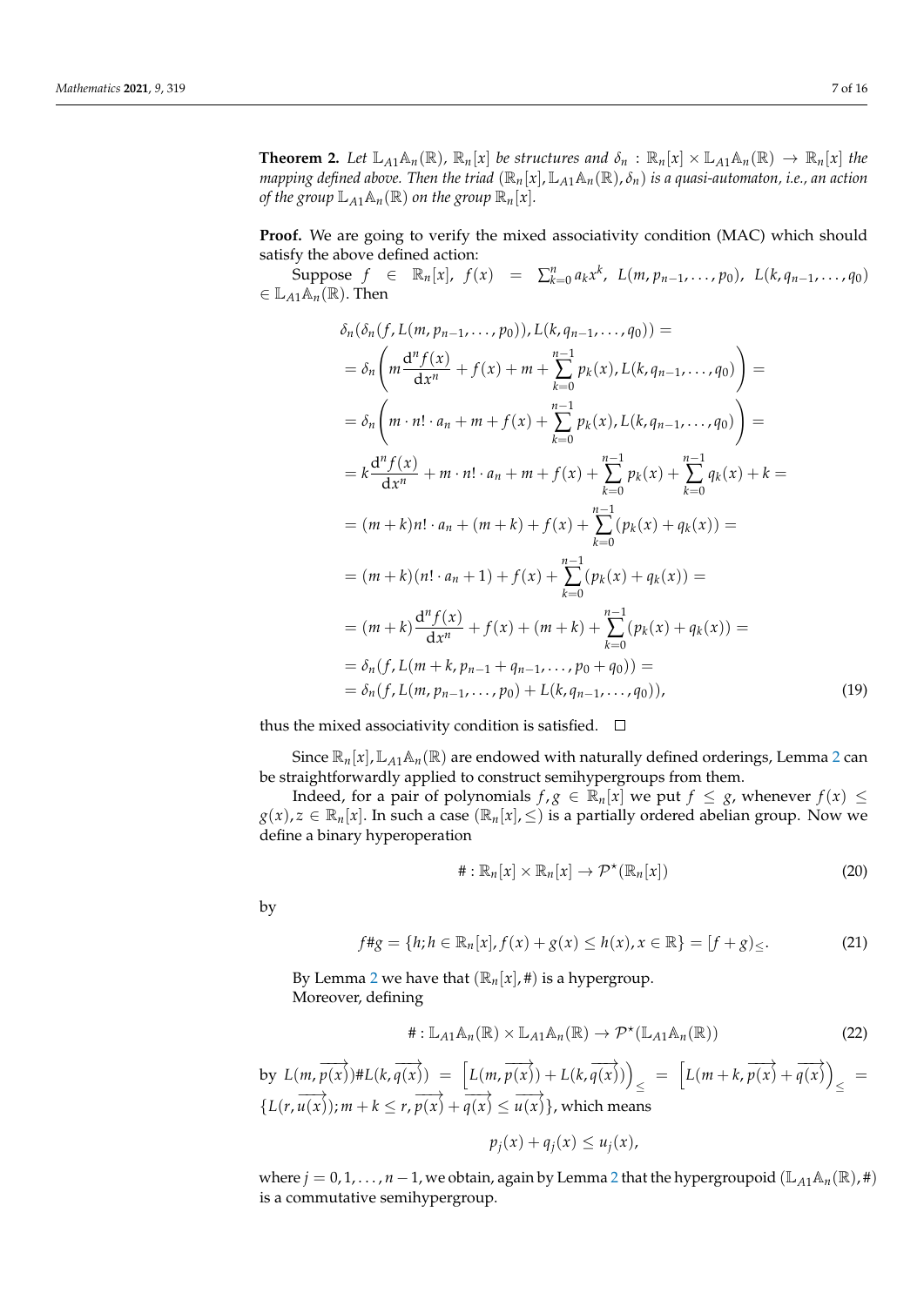**Theorem 2.** *Let $\mathbb{L}_{A1}\mathbb{A}_n(\mathbb{R})$, $\mathbb{R}_n[x]$ be structures and $\delta_n : \mathbb{R}_n[x] \times \mathbb{L}_{A1}\mathbb{A}_n(\mathbb{R}) \to \mathbb{R}_n[x]$ the mapping defined above. Then the triad $(\mathbb{R}_n[x], \mathbb{L}_{A1}\mathbb{A}_n(\mathbb{R}), \delta_n)$ is a quasi-automaton, i.e., an action of the group $\mathbb{L}_{A1}\mathbb{A}_n(\mathbb{R})$ on the group $\mathbb{R}_n[x]$.*

**Proof.** We are going to verify the mixed associativity condition (MAC) which should satisfy the above defined action:

Suppose $f \in \mathbb{R}_n[x]$, $f(x) = \sum_{k=0}^{n} a_k x^k$, $L(m, p_{n-1}, \ldots, p_0)$, $L(k, q_{n-1}, \ldots, q_0) \in \mathbb{L}_{A1}\mathbb{A}_n(\mathbb{R})$. Then

$$
\begin{aligned}
&\delta_n(\delta_n(f, L(m, p_{n-1}, \ldots, p_0)), L(k, q_{n-1}, \ldots, q_0)) = \\
&= \delta_n\left( m\frac{\mathrm{d}^n f(x)}{\mathrm{d}x^n} + f(x) + m + \sum_{k=0}^{n-1} p_k(x), L(k, q_{n-1}, \ldots, q_0) \right) = \\
&= \delta_n\left( m \cdot n! \cdot a_n + m + f(x) + \sum_{k=0}^{n-1} p_k(x), L(k, q_{n-1}, \ldots, q_0) \right) = \\
&= k\frac{\mathrm{d}^n f(x)}{\mathrm{d}x^n} + m \cdot n! \cdot a_n + m + f(x) + \sum_{k=0}^{n-1} p_k(x) + \sum_{k=0}^{n-1} q_k(x) + k = \\
&= (m+k)n! \cdot a_n + (m+k) + f(x) + \sum_{k=0}^{n-1} (p_k(x) + q_k(x)) = \\
&= (m+k)(n! \cdot a_n + 1) + f(x) + \sum_{k=0}^{n-1} (p_k(x) + q_k(x)) = \\
&= (m+k)\frac{\mathrm{d}^n f(x)}{\mathrm{d}x^n} + f(x) + (m+k) + \sum_{k=0}^{n-1} (p_k(x) + q_k(x)) = \\
&= \delta_n(f, L(m+k, p_{n-1} + q_{n-1}, \ldots, p_0 + q_0)) = \\
&= \delta_n(f, L(m, p_{n-1}, \ldots, p_0) + L(k, q_{n-1}, \ldots, q_0)),
\end{aligned} \tag{19}
$$

thus the mixed associativity condition is satisfied. $\square$

Since $\mathbb{R}_n[x], \mathbb{L}_{A1}\mathbb{A}_n(\mathbb{R})$ are endowed with naturally defined orderings, Lemma 2 can be straightforwardly applied to construct semihypergroups from them.

Indeed, for a pair of polynomials $f, g \in \mathbb{R}_n[x]$ we put $f \leq g$, whenever $f(x) \leq g(x), z \in \mathbb{R}_n[x]$. In such a case $(\mathbb{R}_n[x], \leq)$ is a partially ordered abelian group. Now we define a binary hyperoperation

$$
\# : \mathbb{R}_n[x] \times \mathbb{R}_n[x] \to \mathcal{P}^\star(\mathbb{R}_n[x]) \tag{20}
$$

by

$$
f\#g = \{h; h \in \mathbb{R}_n[x], f(x) + g(x) \leq h(x), x \in \mathbb{R}\} = [f+g)_\leq. \tag{21}
$$

By Lemma 2 we have that $(\mathbb{R}_n[x], \#)$ is a hypergroup.

Moreover, defining

$$
\# : \mathbb{L}_{A1}\mathbb{A}_n(\mathbb{R}) \times \mathbb{L}_{A1}\mathbb{A}_n(\mathbb{R}) \to \mathcal{P}^\star(\mathbb{L}_{A1}\mathbb{A}_n(\mathbb{R})) \tag{22}
$$

by $L(m, \overrightarrow{p(x)})\#L(k, \overrightarrow{q(x)}) = \left[L(m, \overrightarrow{p(x)}) + L(k, \overrightarrow{q(x)})\right)_\leq = \left[L(m+k, \overrightarrow{p(x)} + \overrightarrow{q(x)}\right)_\leq = \{L(r, \overrightarrow{u(x)}); m+k \leq r, \overrightarrow{p(x)} + \overrightarrow{q(x)} \leq \overrightarrow{u(x)}\}$, which means

$$
p_j(x) + q_j(x) \leq u_j(x),
$$

where $j = 0, 1, \ldots, n-1$, we obtain, again by Lemma 2 that the hypergroupoid $(\mathbb{L}_{A1}\mathbb{A}_n(\mathbb{R}), \#)$ is a commutative semihypergroup.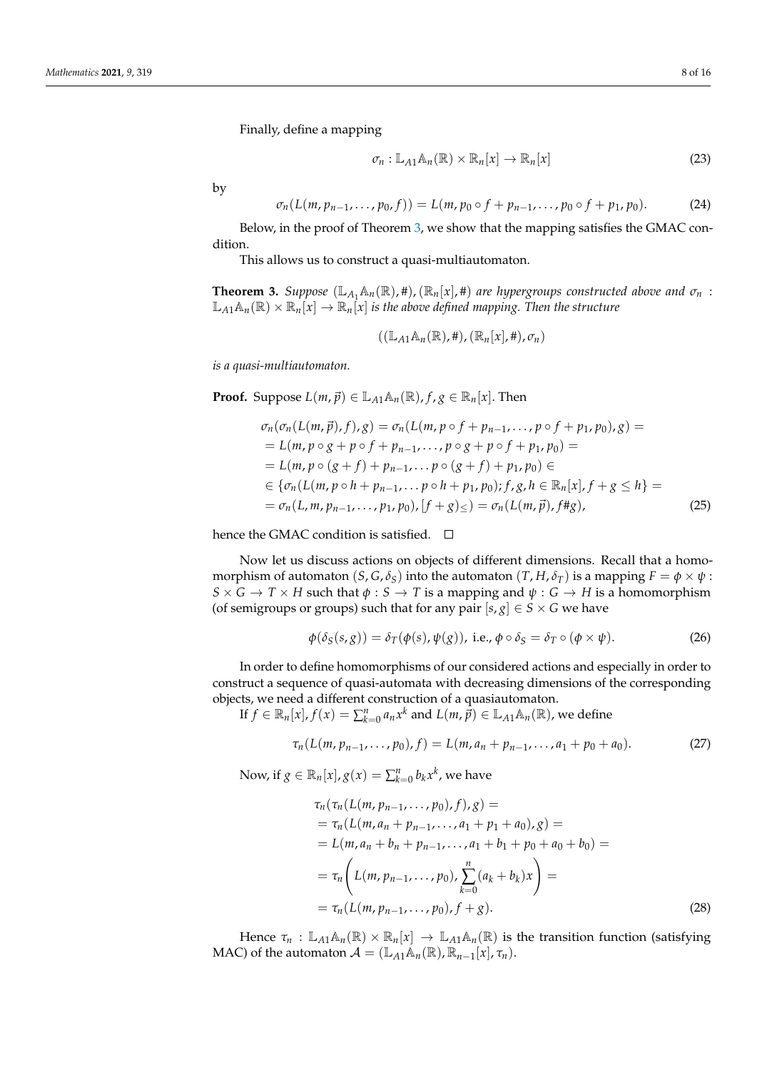Finally, define a mapping

$$\sigma_n : \mathbb{L}_{A1}\mathbb{A}_n(\mathbb{R}) \times \mathbb{R}_n[x] \to \mathbb{R}_n[x] \tag{23}$$

by

$$\sigma_n(L(m, p_{n-1}, \ldots, p_0, f)) = L(m, p_0 \circ f + p_{n-1}, \ldots, p_0 \circ f + p_1, p_0). \tag{24}$$

Below, in the proof of Theorem 3, we show that the mapping satisfies the GMAC condition.

This allows us to construct a quasi-multiautomaton.

**Theorem 3.** *Suppose $(\mathbb{L}_{A_1}\mathbb{A}_n(\mathbb{R}), \#), (\mathbb{R}_n[x], \#)$ are hypergroups constructed above and $\sigma_n : \mathbb{L}_{A1}\mathbb{A}_n(\mathbb{R}) \times \mathbb{R}_n[x] \to \mathbb{R}_n[x]$ is the above defined mapping. Then the structure*

$$((\mathbb{L}_{A1}\mathbb{A}_n(\mathbb{R}), \#), (\mathbb{R}_n[x], \#), \sigma_n)$$

*is a quasi-multiautomaton.*

**Proof.** Suppose $L(m, \vec{p}) \in \mathbb{L}_{A1}\mathbb{A}_n(\mathbb{R}), f, g \in \mathbb{R}_n[x]$. Then

$$\begin{aligned}
&\sigma_n(\sigma_n(L(m, \vec{p}), f), g) = \sigma_n(L(m, p \circ f + p_{n-1}, \ldots, p \circ f + p_1, p_0), g) = \\
&= L(m, p \circ g + p \circ f + p_{n-1}, \ldots, p \circ g + p \circ f + p_1, p_0) = \\
&= L(m, p \circ (g + f) + p_{n-1}, \ldots p \circ (g + f) + p_1, p_0) \in \\
&\in \{\sigma_n(L(m, p \circ h + p_{n-1}, \ldots p \circ h + p_1, p_0); f, g, h \in \mathbb{R}_n[x], f + g \leq h\} = \\
&= \sigma_n(L, m, p_{n-1}, \ldots, p_1, p_0), [f + g)_{\leq}) = \sigma_n(L(m, \vec{p}), f\#g),
\end{aligned} \tag{25}$$

hence the GMAC condition is satisfied. □

Now let us discuss actions on objects of different dimensions. Recall that a homomorphism of automaton $(S, G, \delta_S)$ into the automaton $(T, H, \delta_T)$ is a mapping $F = \phi \times \psi : S \times G \to T \times H$ such that $\phi : S \to T$ is a mapping and $\psi : G \to H$ is a homomorphism (of semigroups or groups) such that for any pair $[s, g] \in S \times G$ we have

$$\phi(\delta_S(s, g)) = \delta_T(\phi(s), \psi(g)), \text{ i.e., } \phi \circ \delta_S = \delta_T \circ (\phi \times \psi). \tag{26}$$

In order to define homomorphisms of our considered actions and especially in order to construct a sequence of quasi-automata with decreasing dimensions of the corresponding objects, we need a different construction of a quasiautomaton.

If $f \in \mathbb{R}_n[x], f(x) = \sum_{k=0}^{n} a_n x^k$ and $L(m, \vec{p}) \in \mathbb{L}_{A1}\mathbb{A}_n(\mathbb{R})$, we define

$$\tau_n(L(m, p_{n-1}, \ldots, p_0), f) = L(m, a_n + p_{n-1}, \ldots, a_1 + p_0 + a_0). \tag{27}$$

Now, if $g \in \mathbb{R}_n[x], g(x) = \sum_{k=0}^{n} b_k x^k$, we have

$$\begin{aligned}
&\tau_n(\tau_n(L(m, p_{n-1}, \ldots, p_0), f), g) = \\
&= \tau_n(L(m, a_n + p_{n-1}, \ldots, a_1 + p_1 + a_0), g) = \\
&= L(m, a_n + b_n + p_{n-1}, \ldots, a_1 + b_1 + p_0 + a_0 + b_0) = \\
&= \tau_n\left(L(m, p_{n-1}, \ldots, p_0), \sum_{k=0}^{n}(a_k + b_k)x\right) = \\
&= \tau_n(L(m, p_{n-1}, \ldots, p_0), f + g).
\end{aligned} \tag{28}$$

Hence $\tau_n : \mathbb{L}_{A1}\mathbb{A}_n(\mathbb{R}) \times \mathbb{R}_n[x] \to \mathbb{L}_{A1}\mathbb{A}_n(\mathbb{R})$ is the transition function (satisfying MAC) of the automaton $\mathcal{A} = (\mathbb{L}_{A1}\mathbb{A}_n(\mathbb{R}), \mathbb{R}_{n-1}[x], \tau_n)$.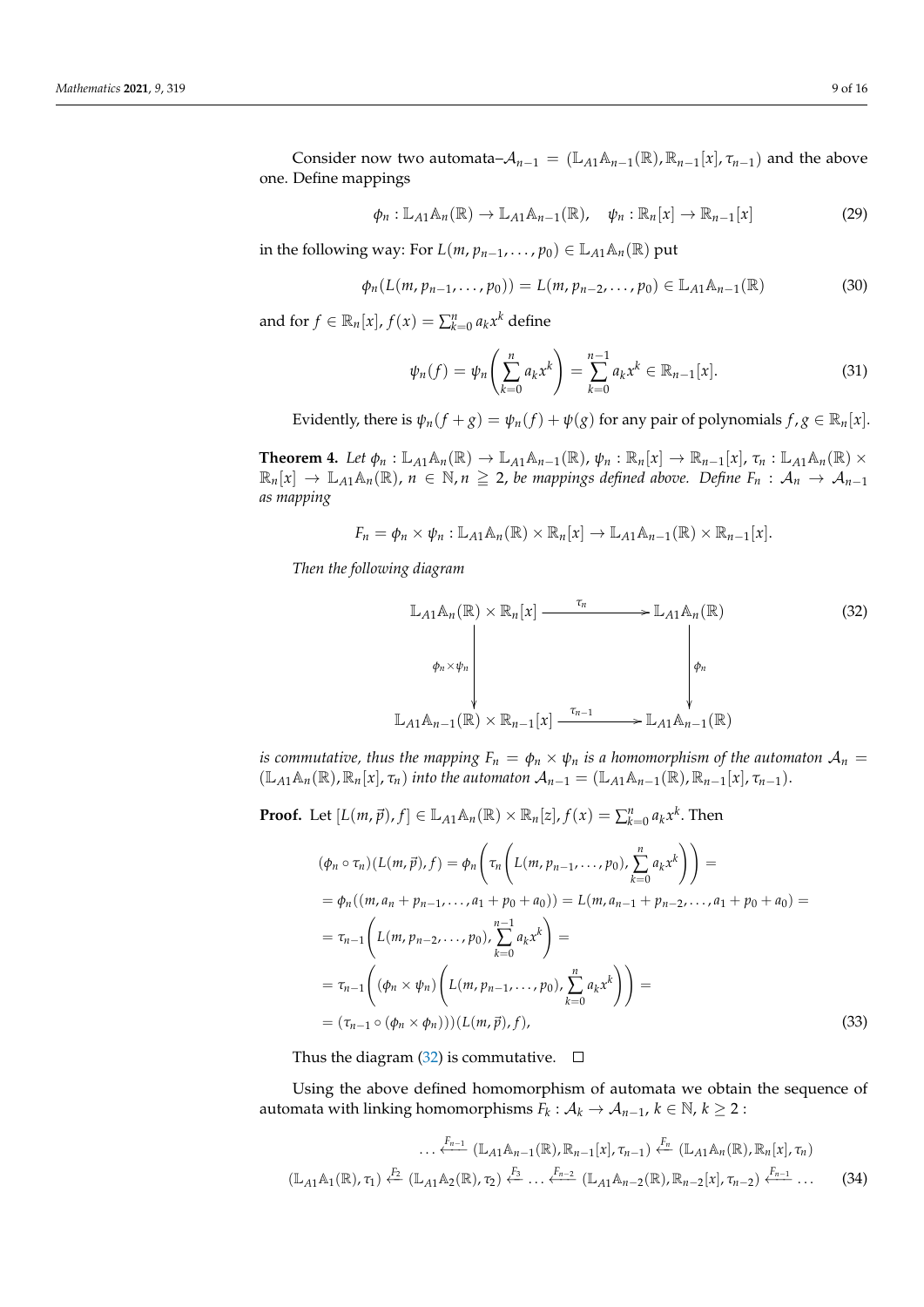Consider now two automata–$\mathcal{A}_{n-1} = (\mathbb{L}_{A1}\mathbb{A}_{n-1}(\mathbb{R}), \mathbb{R}_{n-1}[x], \tau_{n-1})$ and the above one. Define mappings

$$\phi_n : \mathbb{L}_{A1}\mathbb{A}_n(\mathbb{R}) \to \mathbb{L}_{A1}\mathbb{A}_{n-1}(\mathbb{R}), \quad \psi_n : \mathbb{R}_n[x] \to \mathbb{R}_{n-1}[x] \tag{29}$$

in the following way: For $L(m, p_{n-1}, \ldots, p_0) \in \mathbb{L}_{A1}\mathbb{A}_n(\mathbb{R})$ put

$$\phi_n(L(m, p_{n-1}, \ldots, p_0)) = L(m, p_{n-2}, \ldots, p_0) \in \mathbb{L}_{A1}\mathbb{A}_{n-1}(\mathbb{R}) \tag{30}$$

and for $f \in \mathbb{R}_n[x]$, $f(x) = \sum_{k=0}^{n} a_k x^k$ define

$$\psi_n(f) = \psi_n\left(\sum_{k=0}^{n} a_k x^k\right) = \sum_{k=0}^{n-1} a_k x^k \in \mathbb{R}_{n-1}[x]. \tag{31}$$

Evidently, there is $\psi_n(f + g) = \psi_n(f) + \psi(g)$ for any pair of polynomials $f, g \in \mathbb{R}_n[x]$.

**Theorem 4.** *Let $\phi_n : \mathbb{L}_{A1}\mathbb{A}_n(\mathbb{R}) \to \mathbb{L}_{A1}\mathbb{A}_{n-1}(\mathbb{R})$, $\psi_n : \mathbb{R}_n[x] \to \mathbb{R}_{n-1}[x]$, $\tau_n : \mathbb{L}_{A1}\mathbb{A}_n(\mathbb{R}) \times \mathbb{R}_n[x] \to \mathbb{L}_{A1}\mathbb{A}_n(\mathbb{R})$, $n \in \mathbb{N}, n \geqq 2$, be mappings defined above. Define $F_n : \mathcal{A}_n \to \mathcal{A}_{n-1}$ as mapping*

$$F_n = \phi_n \times \psi_n : \mathbb{L}_{A1}\mathbb{A}_n(\mathbb{R}) \times \mathbb{R}_n[x] \to \mathbb{L}_{A1}\mathbb{A}_{n-1}(\mathbb{R}) \times \mathbb{R}_{n-1}[x].$$

*Then the following diagram*

$$\begin{array}{ccc}
\mathbb{L}_{A1}\mathbb{A}_n(\mathbb{R}) \times \mathbb{R}_n[x] & \xrightarrow{\quad \tau_n \quad} & \mathbb{L}_{A1}\mathbb{A}_n(\mathbb{R}) \\
\Big\downarrow{\scriptstyle \phi_n \times \psi_n} & & \Big\downarrow{\scriptstyle \phi_n} \\
\mathbb{L}_{A1}\mathbb{A}_{n-1}(\mathbb{R}) \times \mathbb{R}_{n-1}[x] & \xrightarrow{\quad \tau_{n-1} \quad} & \mathbb{L}_{A1}\mathbb{A}_{n-1}(\mathbb{R})
\end{array} \tag{32}$$

*is commutative, thus the mapping $F_n = \phi_n \times \psi_n$ is a homomorphism of the automaton $\mathcal{A}_n = (\mathbb{L}_{A1}\mathbb{A}_n(\mathbb{R}), \mathbb{R}_n[x], \tau_n)$ into the automaton $\mathcal{A}_{n-1} = (\mathbb{L}_{A1}\mathbb{A}_{n-1}(\mathbb{R}), \mathbb{R}_{n-1}[x], \tau_{n-1})$.*

**Proof.** Let $[L(m, \vec{p}), f] \in \mathbb{L}_{A1}\mathbb{A}_n(\mathbb{R}) \times \mathbb{R}_n[z], f(x) = \sum_{k=0}^{n} a_k x^k$. Then

$$\begin{aligned}
&(\phi_n \circ \tau_n)(L(m, \vec{p}), f) = \phi_n\left(\tau_n\left(L(m, p_{n-1}, \ldots, p_0), \sum_{k=0}^{n} a_k x^k\right)\right) = \\
&= \phi_n((m, a_n + p_{n-1}, \ldots, a_1 + p_0 + a_0)) = L(m, a_{n-1} + p_{n-2}, \ldots, a_1 + p_0 + a_0) = \\
&= \tau_{n-1}\left(L(m, p_{n-2}, \ldots, p_0), \sum_{k=0}^{n-1} a_k x^k\right) = \\
&= \tau_{n-1}\left((\phi_n \times \psi_n)\left(L(m, p_{n-1}, \ldots, p_0), \sum_{k=0}^{n} a_k x^k\right)\right) = \\
&= (\tau_{n-1} \circ (\phi_n \times \phi_n)))(L(m, \vec{p}), f),
\end{aligned} \tag{33}$$

Thus the diagram (32) is commutative. □

Using the above defined homomorphism of automata we obtain the sequence of automata with linking homomorphisms $F_k : \mathcal{A}_k \to \mathcal{A}_{n-1}$, $k \in \mathbb{N}$, $k \geq 2$ :

$$\begin{aligned}
&\ldots \xleftarrow{F_{n-1}} (\mathbb{L}_{A1}\mathbb{A}_{n-1}(\mathbb{R}), \mathbb{R}_{n-1}[x], \tau_{n-1}) \xleftarrow{F_n} (\mathbb{L}_{A1}\mathbb{A}_n(\mathbb{R}), \mathbb{R}_n[x], \tau_n) \\
&(\mathbb{L}_{A1}\mathbb{A}_1(\mathbb{R}), \tau_1) \xleftarrow{F_2} (\mathbb{L}_{A1}\mathbb{A}_2(\mathbb{R}), \tau_2) \xleftarrow{F_3} \ldots \xleftarrow{F_{n-2}} (\mathbb{L}_{A1}\mathbb{A}_{n-2}(\mathbb{R}), \mathbb{R}_{n-2}[x], \tau_{n-2}) \xleftarrow{F_{n-1}} \ldots
\end{aligned} \tag{34}$$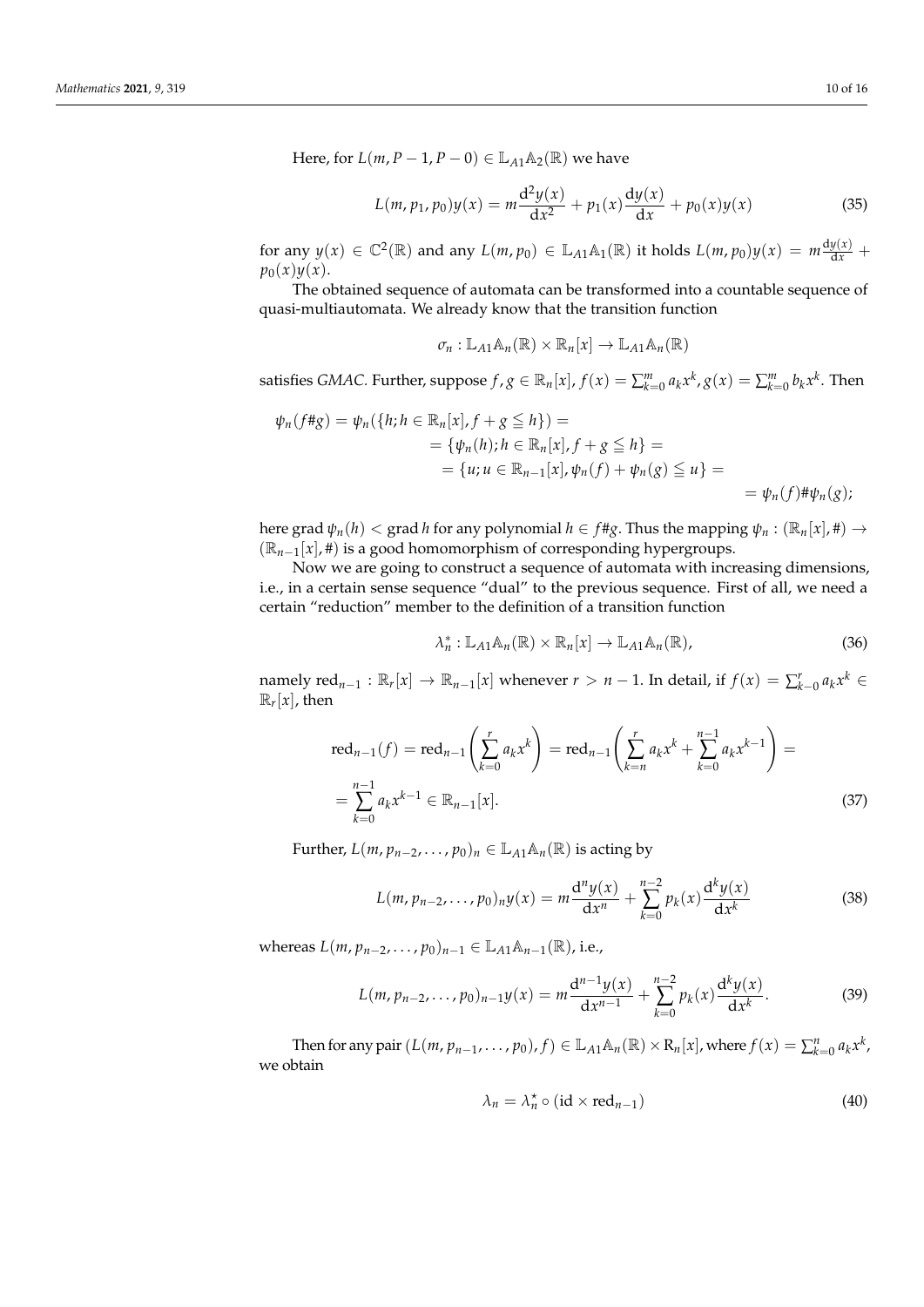Here, for $L(m, P-1, P-0) \in \mathbb{L}_{A1}\mathbb{A}_2(\mathbb{R})$ we have

$$L(m, p_1, p_0)y(x) = m\frac{\mathrm{d}^2 y(x)}{\mathrm{d}x^2} + p_1(x)\frac{\mathrm{d}y(x)}{\mathrm{d}x} + p_0(x)y(x) \tag{35}$$

for any $y(x) \in \mathbb{C}^2(\mathbb{R})$ and any $L(m, p_0) \in \mathbb{L}_{A1}\mathbb{A}_1(\mathbb{R})$ it holds $L(m, p_0)y(x) = m\frac{\mathrm{d}y(x)}{\mathrm{d}x} + p_0(x)y(x)$.

The obtained sequence of automata can be transformed into a countable sequence of quasi-multiautomata. We already know that the transition function

$$\sigma_n : \mathbb{L}_{A1}\mathbb{A}_n(\mathbb{R}) \times \mathbb{R}_n[x] \to \mathbb{L}_{A1}\mathbb{A}_n(\mathbb{R})$$

satisfies *GMAC*. Further, suppose $f, g \in \mathbb{R}_n[x]$, $f(x) = \sum_{k=0}^{m} a_k x^k$, $g(x) = \sum_{k=0}^{m} b_k x^k$. Then

$$\begin{aligned}
\psi_n(f\#g) = \psi_n(\{h; h \in \mathbb{R}_n[x], f + g \leqq h\}) = \\
= \{\psi_n(h); h \in \mathbb{R}_n[x], f + g \leqq h\} = \\
= \{u; u \in \mathbb{R}_{n-1}[x], \psi_n(f) + \psi_n(g) \leqq u\} = \\
= \psi_n(f)\#\psi_n(g);
\end{aligned}$$

here $\operatorname{grad} \psi_n(h) < \operatorname{grad} h$ for any polynomial $h \in f\#g$. Thus the mapping $\psi_n : (\mathbb{R}_n[x], \#) \to (\mathbb{R}_{n-1}[x], \#)$ is a good homomorphism of corresponding hypergroups.

Now we are going to construct a sequence of automata with increasing dimensions, i.e., in a certain sense sequence "dual" to the previous sequence. First of all, we need a certain "reduction" member to the definition of a transition function

$$\lambda_n^* : \mathbb{L}_{A1}\mathbb{A}_n(\mathbb{R}) \times \mathbb{R}_n[x] \to \mathbb{L}_{A1}\mathbb{A}_n(\mathbb{R}), \tag{36}$$

namely $\mathrm{red}_{n-1} : \mathbb{R}_r[x] \to \mathbb{R}_{n-1}[x]$ whenever $r > n-1$. In detail, if $f(x) = \sum_{k-0}^{r} a_k x^k \in \mathbb{R}_r[x]$, then

$$\begin{aligned}
\mathrm{red}_{n-1}(f) = \mathrm{red}_{n-1}\left(\sum_{k=0}^{r} a_k x^k\right) = \mathrm{red}_{n-1}\left(\sum_{k=n}^{r} a_k x^k + \sum_{k=0}^{n-1} a_k x^{k-1}\right) = \\
= \sum_{k=0}^{n-1} a_k x^{k-1} \in \mathbb{R}_{n-1}[x].
\end{aligned} \tag{37}$$

Further, $L(m, p_{n-2}, \ldots, p_0)_n \in \mathbb{L}_{A1}\mathbb{A}_n(\mathbb{R})$ is acting by

$$L(m, p_{n-2}, \ldots, p_0)_n y(x) = m\frac{\mathrm{d}^n y(x)}{\mathrm{d}x^n} + \sum_{k=0}^{n-2} p_k(x)\frac{\mathrm{d}^k y(x)}{\mathrm{d}x^k} \tag{38}$$

whereas $L(m, p_{n-2}, \ldots, p_0)_{n-1} \in \mathbb{L}_{A1}\mathbb{A}_{n-1}(\mathbb{R})$, i.e.,

$$L(m, p_{n-2}, \ldots, p_0)_{n-1} y(x) = m\frac{\mathrm{d}^{n-1} y(x)}{\mathrm{d}x^{n-1}} + \sum_{k=0}^{n-2} p_k(x)\frac{\mathrm{d}^k y(x)}{\mathrm{d}x^k}. \tag{39}$$

Then for any pair $(L(m, p_{n-1}, \ldots, p_0), f) \in \mathbb{L}_{A1}\mathbb{A}_n(\mathbb{R}) \times \mathrm{R}_n[x]$, where $f(x) = \sum_{k=0}^{n} a_k x^k$, we obtain

$$\lambda_n = \lambda_n^\star \circ (\mathrm{id} \times \mathrm{red}_{n-1}) \tag{40}$$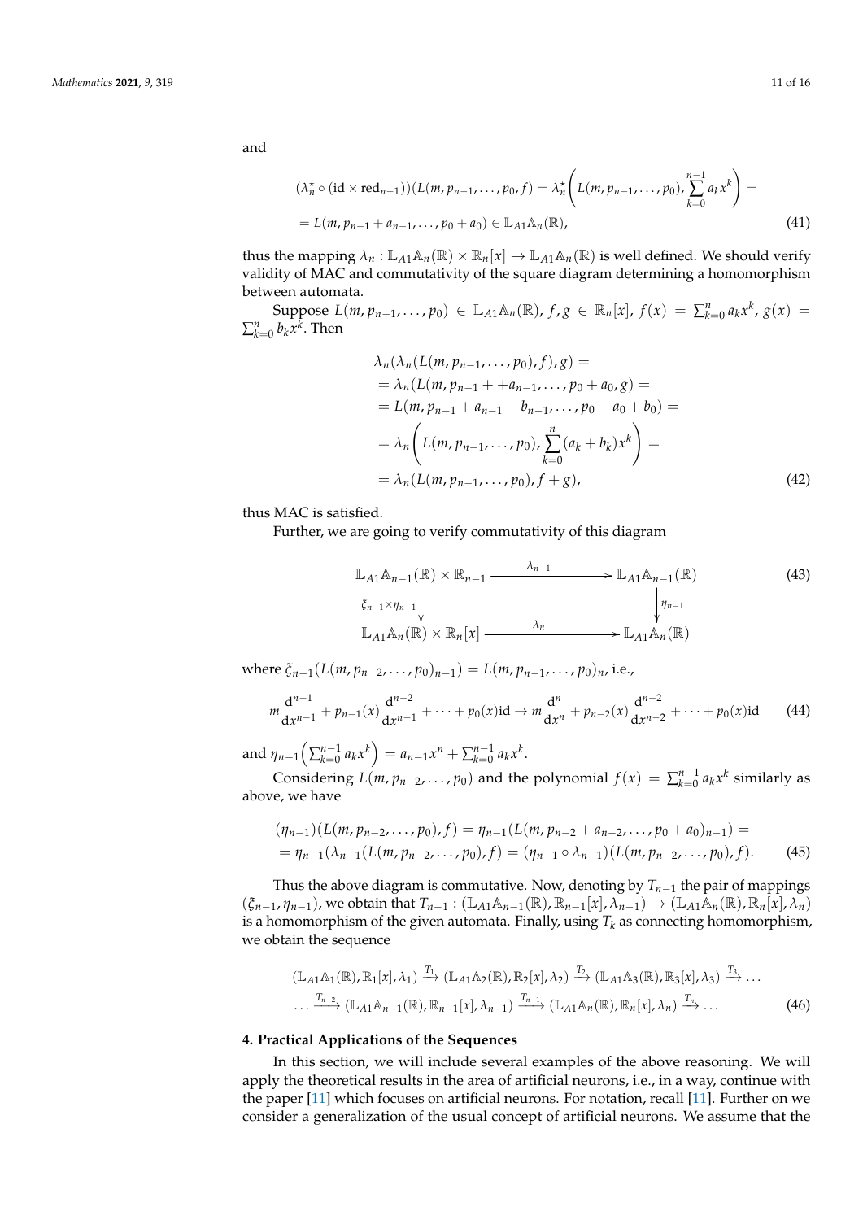and

$$
\begin{aligned}
&(\lambda_n^{\star} \circ (\mathrm{id} \times \mathrm{red}_{n-1}))(L(m, p_{n-1}, \dots, p_0, f) = \lambda_n^{\star}\left(L(m, p_{n-1}, \dots, p_0), \sum_{k=0}^{n-1} a_k x^k\right) = \\
&= L(m, p_{n-1} + a_{n-1}, \dots, p_0 + a_0) \in \mathbb{L}_{A1}\mathbb{A}_n(\mathbb{R}),
\end{aligned} \tag{41}
$$

thus the mapping $\lambda_n : \mathbb{L}_{A1}\mathbb{A}_n(\mathbb{R}) \times \mathbb{R}_n[x] \to \mathbb{L}_{A1}\mathbb{A}_n(\mathbb{R})$ is well defined. We should verify validity of MAC and commutativity of the square diagram determining a homomorphism between automata.

Suppose $L(m, p_{n-1}, \dots, p_0) \in \mathbb{L}_{A1}\mathbb{A}_n(\mathbb{R})$, $f, g \in \mathbb{R}_n[x]$, $f(x) = \sum_{k=0}^{n} a_k x^k$, $g(x) = \sum_{k=0}^{n} b_k x^k$. Then

$$
\begin{aligned}
&\lambda_n(\lambda_n(L(m, p_{n-1}, \dots, p_0), f), g) = \\
&= \lambda_n(L(m, p_{n-1} + +a_{n-1}, \dots, p_0 + a_0, g) = \\
&= L(m, p_{n-1} + a_{n-1} + b_{n-1}, \dots, p_0 + a_0 + b_0) = \\
&= \lambda_n\left(L(m, p_{n-1}, \dots, p_0), \sum_{k=0}^{n} (a_k + b_k) x^k\right) = \\
&= \lambda_n(L(m, p_{n-1}, \dots, p_0), f + g),
\end{aligned} \tag{42}
$$

thus MAC is satisfied.

Further, we are going to verify commutativity of this diagram

$$
\begin{array}{ccc}
\mathbb{L}_{A1}\mathbb{A}_{n-1}(\mathbb{R}) \times \mathbb{R}_{n-1} & \xrightarrow{\lambda_{n-1}} & \mathbb{L}_{A1}\mathbb{A}_{n-1}(\mathbb{R}) \\
\Big\downarrow {\scriptstyle \xi_{n-1} \times \eta_{n-1}} & & \Big\downarrow {\scriptstyle \eta_{n-1}} \\
\mathbb{L}_{A1}\mathbb{A}_n(\mathbb{R}) \times \mathbb{R}_n[x] & \xrightarrow{\lambda_n} & \mathbb{L}_{A1}\mathbb{A}_n(\mathbb{R})
\end{array} \tag{43}
$$

where $\xi_{n-1}(L(m, p_{n-2}, \dots, p_0)_{n-1}) = L(m, p_{n-1}, \dots, p_0)_n$, i.e.,

$$
m \frac{\mathrm{d}^{n-1}}{\mathrm{d}x^{n-1}} + p_{n-1}(x) \frac{\mathrm{d}^{n-2}}{\mathrm{d}x^{n-1}} + \dots + p_0(x)\mathrm{id} \to m \frac{\mathrm{d}^{n}}{\mathrm{d}x^{n}} + p_{n-2}(x) \frac{\mathrm{d}^{n-2}}{\mathrm{d}x^{n-2}} + \dots + p_0(x)\mathrm{id} \tag{44}
$$

and $\eta_{n-1}\left(\sum_{k=0}^{n-1} a_k x^k\right) = a_{n-1}x^n + \sum_{k=0}^{n-1} a_k x^k$.

Considering $L(m, p_{n-2}, \dots, p_0)$ and the polynomial $f(x) = \sum_{k=0}^{n-1} a_k x^k$ similarly as above, we have

$$
\begin{aligned}
&(\eta_{n-1})(L(m, p_{n-2}, \dots, p_0), f) = \eta_{n-1}(L(m, p_{n-2} + a_{n-2}, \dots, p_0 + a_0)_{n-1}) = \\
&= \eta_{n-1}(\lambda_{n-1}(L(m, p_{n-2}, \dots, p_0), f) = (\eta_{n-1} \circ \lambda_{n-1})(L(m, p_{n-2}, \dots, p_0), f).
\end{aligned} \tag{45}
$$

Thus the above diagram is commutative. Now, denoting by $T_{n-1}$ the pair of mappings $(\xi_{n-1}, \eta_{n-1})$, we obtain that $T_{n-1} : (\mathbb{L}_{A1}\mathbb{A}_{n-1}(\mathbb{R}), \mathbb{R}_{n-1}[x], \lambda_{n-1}) \to (\mathbb{L}_{A1}\mathbb{A}_n(\mathbb{R}), \mathbb{R}_n[x], \lambda_n)$ is a homomorphism of the given automata. Finally, using $T_k$ as connecting homomorphism, we obtain the sequence

$$
\begin{aligned}
&(\mathbb{L}_{A1}\mathbb{A}_1(\mathbb{R}), \mathbb{R}_1[x], \lambda_1) \xrightarrow{T_1} (\mathbb{L}_{A1}\mathbb{A}_2(\mathbb{R}), \mathbb{R}_2[x], \lambda_2) \xrightarrow{T_2} (\mathbb{L}_{A1}\mathbb{A}_3(\mathbb{R}), \mathbb{R}_3[x], \lambda_3) \xrightarrow{T_3} \dots \\
&\dots \xrightarrow{T_{n-2}} (\mathbb{L}_{A1}\mathbb{A}_{n-1}(\mathbb{R}), \mathbb{R}_{n-1}[x], \lambda_{n-1}) \xrightarrow{T_{n-1}} (\mathbb{L}_{A1}\mathbb{A}_n(\mathbb{R}), \mathbb{R}_n[x], \lambda_n) \xrightarrow{T_n} \dots
\end{aligned} \tag{46}
$$

## 4. Practical Applications of the Sequences

In this section, we will include several examples of the above reasoning. We will apply the theoretical results in the area of artificial neurons, i.e., in a way, continue with the paper [11] which focuses on artificial neurons. For notation, recall [11]. Further on we consider a generalization of the usual concept of artificial neurons. We assume that the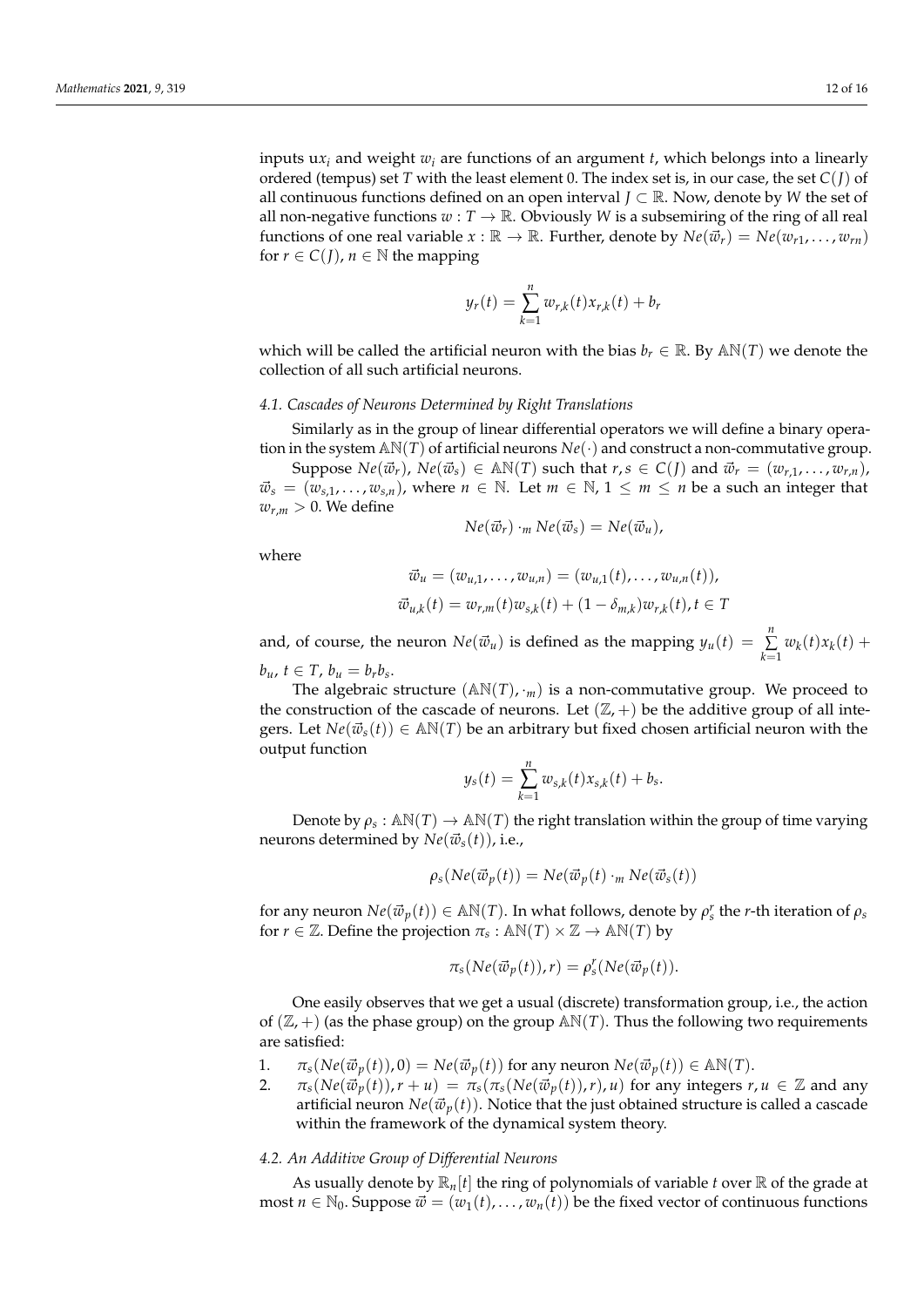inputs $ux_i$ and weight $w_i$ are functions of an argument $t$, which belongs into a linearly ordered (tempus) set $T$ with the least element 0. The index set is, in our case, the set $C(J)$ of all continuous functions defined on an open interval $J \subset \mathbb{R}$. Now, denote by $W$ the set of all non-negative functions $w : T \to \mathbb{R}$. Obviously $W$ is a subsemiring of the ring of all real functions of one real variable $x : \mathbb{R} \to \mathbb{R}$. Further, denote by $Ne(\vec{w}_r) = Ne(w_{r1}, \ldots, w_{rn})$ for $r \in C(J)$, $n \in \mathbb{N}$ the mapping

$$y_r(t) = \sum_{k=1}^{n} w_{r,k}(t) x_{r,k}(t) + b_r$$

which will be called the artificial neuron with the bias $b_r \in \mathbb{R}$. By $\mathbb{AN}(T)$ we denote the collection of all such artificial neurons.

### 4.1. Cascades of Neurons Determined by Right Translations

Similarly as in the group of linear differential operators we will define a binary operation in the system $\mathbb{AN}(T)$ of artificial neurons $Ne(\cdot)$ and construct a non-commutative group.

Suppose $Ne(\vec{w}_r)$, $Ne(\vec{w}_s) \in \mathbb{AN}(T)$ such that $r, s \in C(J)$ and $\vec{w}_r = (w_{r,1}, \ldots, w_{r,n})$, $\vec{w}_s = (w_{s,1}, \ldots, w_{s,n})$, where $n \in \mathbb{N}$. Let $m \in \mathbb{N}$, $1 \leq m \leq n$ be a such an integer that $w_{r,m} > 0$. We define

$$Ne(\vec{w}_r) \cdot_m Ne(\vec{w}_s) = Ne(\vec{w}_u),$$

where

$$\vec{w}_u = (w_{u,1}, \ldots, w_{u,n}) = (w_{u,1}(t), \ldots, w_{u,n}(t)),$$

$$\vec{w}_{u,k}(t) = w_{r,m}(t) w_{s,k}(t) + (1 - \delta_{m,k}) w_{r,k}(t), t \in T$$

and, of course, the neuron $Ne(\vec{w}_u)$ is defined as the mapping $y_u(t) = \sum\limits_{k=1}^{n} w_k(t) x_k(t) + b_u$, $t \in T$, $b_u = b_r b_s$.

The algebraic structure $(\mathbb{AN}(T), \cdot_m)$ is a non-commutative group. We proceed to the construction of the cascade of neurons. Let $(\mathbb{Z}, +)$ be the additive group of all integers. Let $Ne(\vec{w}_s(t)) \in \mathbb{AN}(T)$ be an arbitrary but fixed chosen artificial neuron with the output function

$$y_s(t) = \sum_{k=1}^{n} w_{s,k}(t) x_{s,k}(t) + b_s.$$

Denote by $\rho_s : \mathbb{AN}(T) \to \mathbb{AN}(T)$ the right translation within the group of time varying neurons determined by $Ne(\vec{w}_s(t))$, i.e.,

$$\rho_s(Ne(\vec{w}_p(t)) = Ne(\vec{w}_p(t) \cdot_m Ne(\vec{w}_s(t))$$

for any neuron $Ne(\vec{w}_p(t)) \in \mathbb{AN}(T)$. In what follows, denote by $\rho_s^r$ the $r$-th iteration of $\rho_s$ for $r \in \mathbb{Z}$. Define the projection $\pi_s : \mathbb{AN}(T) \times \mathbb{Z} \to \mathbb{AN}(T)$ by

$$\pi_s(Ne(\vec{w}_p(t)), r) = \rho_s^r(Ne(\vec{w}_p(t)).$$

One easily observes that we get a usual (discrete) transformation group, i.e., the action of $(\mathbb{Z}, +)$ (as the phase group) on the group $\mathbb{AN}(T)$. Thus the following two requirements are satisfied:

1. $\pi_s(Ne(\vec{w}_p(t)), 0) = Ne(\vec{w}_p(t))$ for any neuron $Ne(\vec{w}_p(t)) \in \mathbb{AN}(T)$.
2. $\pi_s(Ne(\vec{w}_p(t)), r + u) = \pi_s(\pi_s(Ne(\vec{w}_p(t)), r), u)$ for any integers $r, u \in \mathbb{Z}$ and any artificial neuron $Ne(\vec{w}_p(t))$. Notice that the just obtained structure is called a cascade within the framework of the dynamical system theory.

### 4.2. An Additive Group of Differential Neurons

As usually denote by $\mathbb{R}_n[t]$ the ring of polynomials of variable $t$ over $\mathbb{R}$ of the grade at most $n \in \mathbb{N}_0$. Suppose $\vec{w} = (w_1(t), \ldots, w_n(t))$ be the fixed vector of continuous functions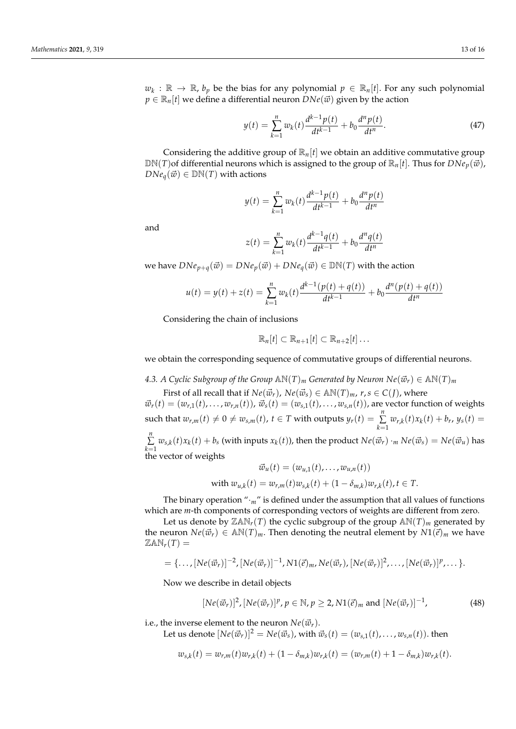$w_k : \mathbb{R} \to \mathbb{R}$, $b_p$ be the bias for any polynomial $p \in \mathbb{R}_n[t]$. For any such polynomial $p \in \mathbb{R}_n[t]$ we define a differential neuron $DNe(\vec{w})$ given by the action

$$y(t) = \sum_{k=1}^{n} w_k(t) \frac{d^{k-1}p(t)}{dt^{k-1}} + b_0 \frac{d^n p(t)}{dt^n}. \tag{47}$$

Considering the additive group of $\mathbb{R}_n[t]$ we obtain an additive commutative group $\mathbb{DN}(T)$of differential neurons which is assigned to the group of $\mathbb{R}_n[t]$. Thus for $DNe_p(\vec{w})$, $DNe_q(\vec{w}) \in \mathbb{DN}(T)$ with actions

$$y(t) = \sum_{k=1}^{n} w_k(t) \frac{d^{k-1}p(t)}{dt^{k-1}} + b_0 \frac{d^n p(t)}{dt^n}$$

and

$$z(t) = \sum_{k=1}^{n} w_k(t) \frac{d^{k-1}q(t)}{dt^{k-1}} + b_0 \frac{d^n q(t)}{dt^n}$$

we have $DNe_{p+q}(\vec{w}) = DNe_p(\vec{w}) + DNe_q(\vec{w}) \in \mathbb{DN}(T)$ with the action

$$u(t) = y(t) + z(t) = \sum_{k=1}^{n} w_k(t) \frac{d^{k-1}(p(t) + q(t))}{dt^{k-1}} + b_0 \frac{d^n (p(t) + q(t))}{dt^n}$$

Considering the chain of inclusions

$$\mathbb{R}_n[t] \subset \mathbb{R}_{n+1}[t] \subset \mathbb{R}_{n+2}[t] \ldots$$

we obtain the corresponding sequence of commutative groups of differential neurons.

### 4.3. A Cyclic Subgroup of the Group $\mathbb{AN}(T)_m$ Generated by Neuron $Ne(\vec{w}_r) \in \mathbb{AN}(T)_m$

First of all recall that if $Ne(\vec{w}_r)$, $Ne(\vec{w}_s) \in \mathbb{AN}(T)_m$, $r, s \in C(J)$, where $\vec{w}_r(t) = (w_{r,1}(t), \ldots, w_{r,n}(t))$, $\vec{w}_s(t) = (w_{s,1}(t), \ldots, w_{s,n}(t))$, are vector function of weights such that $w_{r,m}(t) \neq 0 \neq w_{s,m}(t)$, $t \in T$ with outputs $y_r(t) = \sum_{k=1}^{n} w_{r,k}(t)x_k(t) + b_r$, $y_s(t) = \sum_{k=1}^{n} w_{s,k}(t)x_k(t) + b_s$ (with inputs $x_k(t)$), then the product $Ne(\vec{w}_r) \cdot_m Ne(\vec{w}_s) = Ne(\vec{w}_u)$ has the vector of weights

$$\vec{w}_u(t) = (w_{u,1}(t), \ldots, w_{u,n}(t))$$

$$\text{with } w_{u,k}(t) = w_{r,m}(t)w_{s,k}(t) + (1 - \delta_{m,k})w_{r,k}(t), t \in T.$$

The binary operation "$\cdot_m$" is defined under the assumption that all values of functions which are $m$-th components of corresponding vectors of weights are different from zero.

Let us denote by $\mathbb{ZAN}_r(T)$ the cyclic subgroup of the group $\mathbb{AN}(T)_m$ generated by the neuron $Ne(\vec{w}_r) \in \mathbb{AN}(T)_m$. Then denoting the neutral element by $N1(\vec{e})_m$ we have $\mathbb{ZAN}_r(T) =$

$$= \{\ldots, [Ne(\vec{w}_r)]^{-2}, [Ne(\vec{w}_r)]^{-1}, N1(\vec{e})_m, Ne(\vec{w}_r), [Ne(\vec{w}_r)]^2, \ldots, [Ne(\vec{w}_r)]^p, \ldots\}.$$

Now we describe in detail objects

$$[Ne(\vec{w}_r)]^2, [Ne(\vec{w}_r)]^p, p \in \mathbb{N}, p \geq 2, N1(\vec{e})_m \text{ and } [Ne(\vec{w}_r)]^{-1}, \tag{48}$$

i.e., the inverse element to the neuron $Ne(\vec{w}_r)$.

Let us denote $[Ne(\vec{w}_r)]^2 = Ne(\vec{w}_s)$, with $\vec{w}_s(t) = (w_{s,1}(t), \ldots, w_{s,n}(t))$. then

$$w_{s,k}(t) = w_{r,m}(t)w_{r,k}(t) + (1 - \delta_{m,k})w_{r,k}(t) = (w_{r,m}(t) + 1 - \delta_{m,k})w_{r,k}(t).$$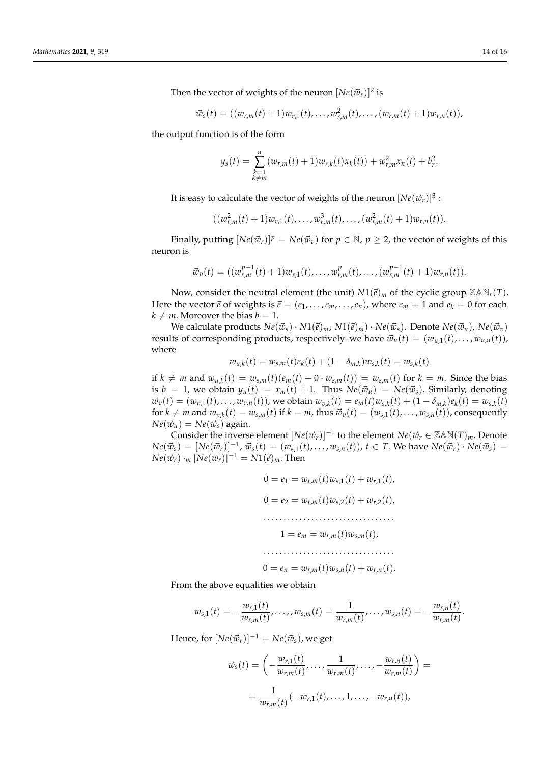Then the vector of weights of the neuron $[Ne(\vec{w}_r)]^2$ is

$$\vec{w}_s(t) = ((w_{r,m}(t)+1)w_{r,1}(t), \dots, w_{r,m}^2(t), \dots, (w_{r,m}(t)+1)w_{r,n}(t)),$$

the output function is of the form

$$y_s(t) = \sum_{\substack{k=1 \\ k \neq m}}^{n} (w_{r,m}(t)+1)w_{r,k}(t)x_k(t)) + w_{r,m}^2 x_n(t) + b_r^2.$$

It is easy to calculate the vector of weights of the neuron $[Ne(\vec{w}_r)]^3$ :

$$((w_{r,m}^2(t)+1)w_{r,1}(t), \dots, w_{r,m}^3(t), \dots, (w_{r,m}^2(t)+1)w_{r,n}(t)).$$

Finally, putting $[Ne(\vec{w}_r)]^p = Ne(\vec{w}_v)$ for $p \in \mathbb{N}$, $p \geq 2$, the vector of weights of this neuron is

$$\vec{w}_v(t) = ((w_{r,m}^{p-1}(t)+1)w_{r,1}(t), \dots, w_{r,m}^p(t), \dots, (w_{r,m}^{p-1}(t)+1)w_{r,n}(t)).$$

Now, consider the neutral element (the unit) $N1(\vec{e})_m$ of the cyclic group $\mathbb{ZAN}_r(T)$. Here the vector $\vec{e}$ of weights is $\vec{e} = (e_1, \dots, e_m, \dots, e_n)$, where $e_m = 1$ and $e_k = 0$ for each $k \neq m$. Moreover the bias $b = 1$.

We calculate products $Ne(\vec{w}_s) \cdot N1(\vec{e})_m$, $N1(\vec{e})_m) \cdot Ne(\vec{w}_s)$. Denote $Ne(\vec{w}_u)$, $Ne(\vec{w}_v)$ results of corresponding products, respectively–we have $\vec{w}_u(t) = (w_{u,1}(t), \dots, w_{u,n}(t))$, where

$$w_{u,k}(t) = w_{s,m}(t)e_k(t) + (1-\delta_{m,k})w_{s,k}(t) = w_{s,k}(t)$$

if $k \neq m$ and $w_{u,k}(t) = w_{s,m}(t)(e_m(t) + 0 \cdot w_{s,m}(t)) = w_{s,m}(t)$ for $k = m$. Since the bias is $b = 1$, we obtain $y_u(t) = x_m(t) + 1$. Thus $Ne(\vec{w}_u) = Ne(\vec{w}_s)$. Similarly, denoting $\vec{w}_v(t) = (w_{v,1}(t), \dots, w_{v,n}(t))$, we obtain $w_{v,k}(t) = e_m(t)w_{s,k}(t) + (1-\delta_{m,k})e_k(t) = w_{s,k}(t)$ for $k \neq m$ and $w_{v,k}(t) = w_{s,m}(t)$ if $k = m$, thus $\vec{w}_v(t) = (w_{s,1}(t), \dots, w_{s,n}(t))$, consequently $Ne(\vec{w}_u) = Ne(\vec{w}_s)$ again.

Consider the inverse element $[Ne(\vec{w}_r)]^{-1}$ to the element $Ne(\vec{w}_r \in \mathbb{ZAN}(T)_m$. Denote $Ne(\vec{w}_s) = [Ne(\vec{w}_r)]^{-1}$, $\vec{w}_s(t) = (w_{s,1}(t), \dots, w_{s,n}(t))$, $t \in T$. We have $Ne(\vec{w}_r) \cdot Ne(\vec{w}_s) = Ne(\vec{w}_r) \cdot_m [Ne(\vec{w}_r)]^{-1} = N1(\vec{e})_m$. Then

$$0 = e_1 = w_{r,m}(t)w_{s,1}(t) + w_{r,1}(t),$$

$$0 = e_2 = w_{r,m}(t)w_{s,2}(t) + w_{r,2}(t),$$

$$\dots\dots\dots\dots\dots\dots\dots\dots\dots\dots\dots$$

$$1 = e_m = w_{r,m}(t)w_{s,m}(t),$$

$$\dots\dots\dots\dots\dots\dots\dots\dots\dots\dots\dots$$

$$0 = e_n = w_{r,m}(t)w_{s,n}(t) + w_{r,n}(t).$$

From the above equalities we obtain

$$w_{s,1}(t) = -\frac{w_{r,1}(t)}{w_{r,m}(t)}, \dots, w_{s,m}(t) = \frac{1}{w_{r,m}(t)}, \dots, w_{s,n}(t) = -\frac{w_{r,n}(t)}{w_{r,m}(t)}.$$

Hence, for $[Ne(\vec{w}_r)]^{-1} = Ne(\vec{w}_s)$, we get

$$\vec{w}_s(t) = \left(-\frac{w_{r,1}(t)}{w_{r,m}(t)}, \dots, \frac{1}{w_{r,m}(t)}, \dots, -\frac{w_{r,n}(t)}{w_{r,m}(t)}\right) =$$

$$= \frac{1}{w_{r,m}(t)}(-w_{r,1}(t), \dots, 1, \dots, -w_{r,n}(t)),$$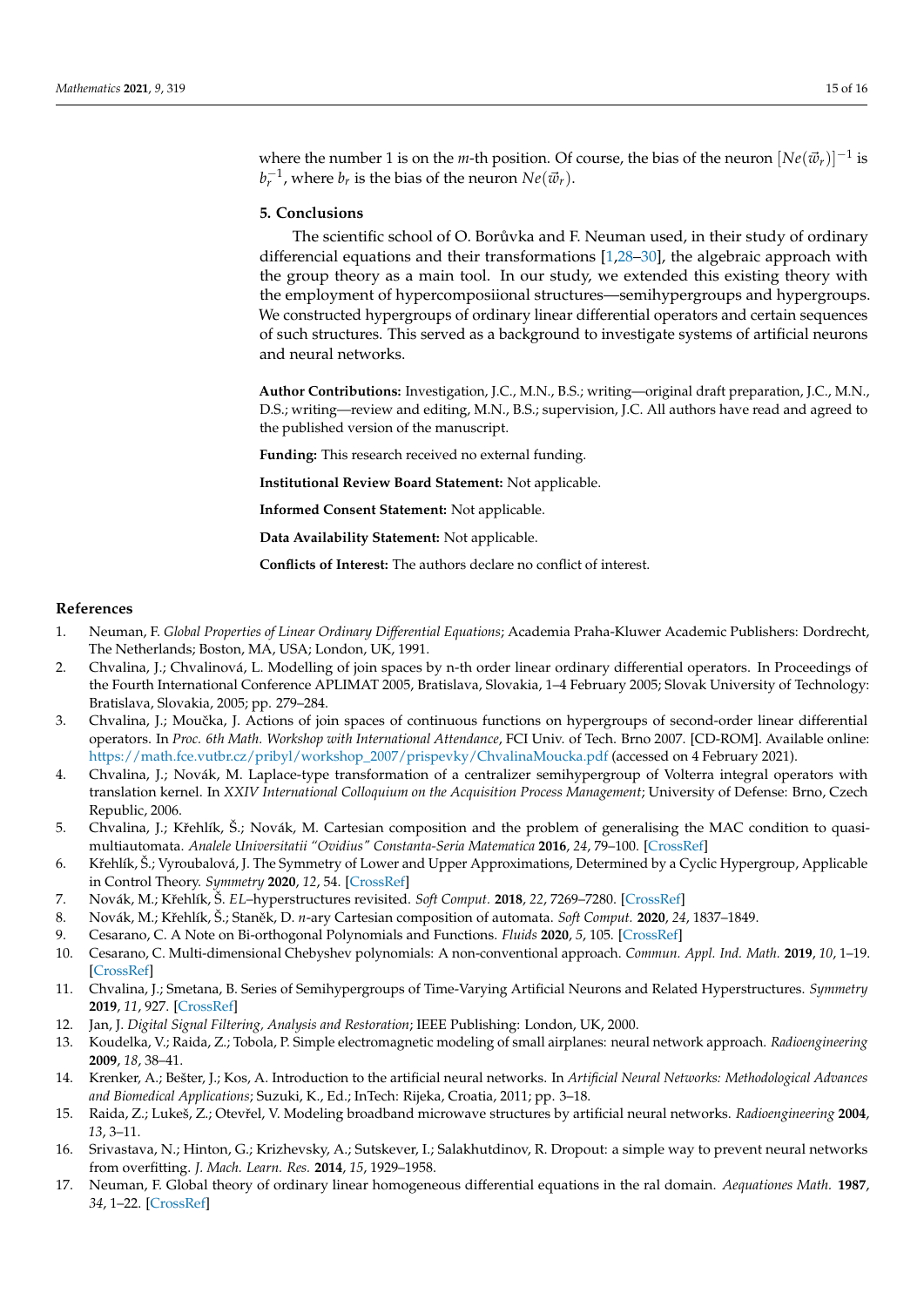where the number 1 is on the $m$-th position. Of course, the bias of the neuron $[Ne(\vec{w}_r)]^{-1}$ is $b_r^{-1}$, where $b_r$ is the bias of the neuron $Ne(\vec{w}_r)$.

## 5. Conclusions

The scientific school of O. Borůvka and F. Neuman used, in their study of ordinary differencial equations and their transformations [1,28–30], the algebraic approach with the group theory as a main tool. In our study, we extended this existing theory with the employment of hypercomposiional structures—semihypergroups and hypergroups. We constructed hypergroups of ordinary linear differential operators and certain sequences of such structures. This served as a background to investigate systems of artificial neurons and neural networks.

**Author Contributions:** Investigation, J.C., M.N., B.S.; writing—original draft preparation, J.C., M.N., D.S.; writing—review and editing, M.N., B.S.; supervision, J.C. All authors have read and agreed to the published version of the manuscript.

**Funding:** This research received no external funding.

**Institutional Review Board Statement:** Not applicable.

**Informed Consent Statement:** Not applicable.

**Data Availability Statement:** Not applicable.

**Conflicts of Interest:** The authors declare no conflict of interest.

## References

1. Neuman, F. *Global Properties of Linear Ordinary Differential Equations*; Academia Praha-Kluwer Academic Publishers: Dordrecht, The Netherlands; Boston, MA, USA; London, UK, 1991.
2. Chvalina, J.; Chvalinová, L. Modelling of join spaces by n-th order linear ordinary differential operators. In Proceedings of the Fourth International Conference APLIMAT 2005, Bratislava, Slovakia, 1–4 February 2005; Slovak University of Technology: Bratislava, Slovakia, 2005; pp. 279–284.
3. Chvalina, J.; Moučka, J. Actions of join spaces of continuous functions on hypergroups of second-order linear differential operators. In *Proc. 6th Math. Workshop with International Attendance*, FCI Univ. of Tech. Brno 2007. [CD-ROM]. Available online: https://math.fce.vutbr.cz/pribyl/workshop_2007/prispevky/ChvalinaMoucka.pdf (accessed on 4 February 2021).
4. Chvalina, J.; Novák, M. Laplace-type transformation of a centralizer semihypergroup of Volterra integral operators with translation kernel. In *XXIV International Colloquium on the Acquisition Process Management*; University of Defense: Brno, Czech Republic, 2006.
5. Chvalina, J.; Křehlík, Š.; Novák, M. Cartesian composition and the problem of generalising the MAC condition to quasi-multiautomata. *Analele Universitatii "Ovidius" Constanta-Seria Matematica* **2016**, *24*, 79–100. [CrossRef]
6. Křehlík, Š.; Vyroubalová, J. The Symmetry of Lower and Upper Approximations, Determined by a Cyclic Hypergroup, Applicable in Control Theory. *Symmetry* **2020**, *12*, 54. [CrossRef]
7. Novák, M.; Křehlík, Š. *EL*–hyperstructures revisited. *Soft Comput.* **2018**, *22*, 7269–7280. [CrossRef]
8. Novák, M.; Křehlík, Š.; Staněk, D. *n*-ary Cartesian composition of automata. *Soft Comput.* **2020**, *24*, 1837–1849.
9. Cesarano, C. A Note on Bi-orthogonal Polynomials and Functions. *Fluids* **2020**, *5*, 105. [CrossRef]
10. Cesarano, C. Multi-dimensional Chebyshev polynomials: A non-conventional approach. *Commun. Appl. Ind. Math.* **2019**, *10*, 1–19. [CrossRef]
11. Chvalina, J.; Smetana, B. Series of Semihypergroups of Time-Varying Artificial Neurons and Related Hyperstructures. *Symmetry* **2019**, *11*, 927. [CrossRef]
12. Jan, J. *Digital Signal Filtering, Analysis and Restoration*; IEEE Publishing: London, UK, 2000.
13. Koudelka, V.; Raida, Z.; Tobola, P. Simple electromagnetic modeling of small airplanes: neural network approach. *Radioengineering* **2009**, *18*, 38–41.
14. Krenker, A.; Bešter, J.; Kos, A. Introduction to the artificial neural networks. In *Artificial Neural Networks: Methodological Advances and Biomedical Applications*; Suzuki, K., Ed.; InTech: Rijeka, Croatia, 2011; pp. 3–18.
15. Raida, Z.; Lukeš, Z.; Otevřel, V. Modeling broadband microwave structures by artificial neural networks. *Radioengineering* **2004**, *13*, 3–11.
16. Srivastava, N.; Hinton, G.; Krizhevsky, A.; Sutskever, I.; Salakhutdinov, R. Dropout: a simple way to prevent neural networks from overfitting. *J. Mach. Learn. Res.* **2014**, *15*, 1929–1958.
17. Neuman, F. Global theory of ordinary linear homogeneous differential equations in the ral domain. *Aequationes Math.* **1987**, *34*, 1–22. [CrossRef]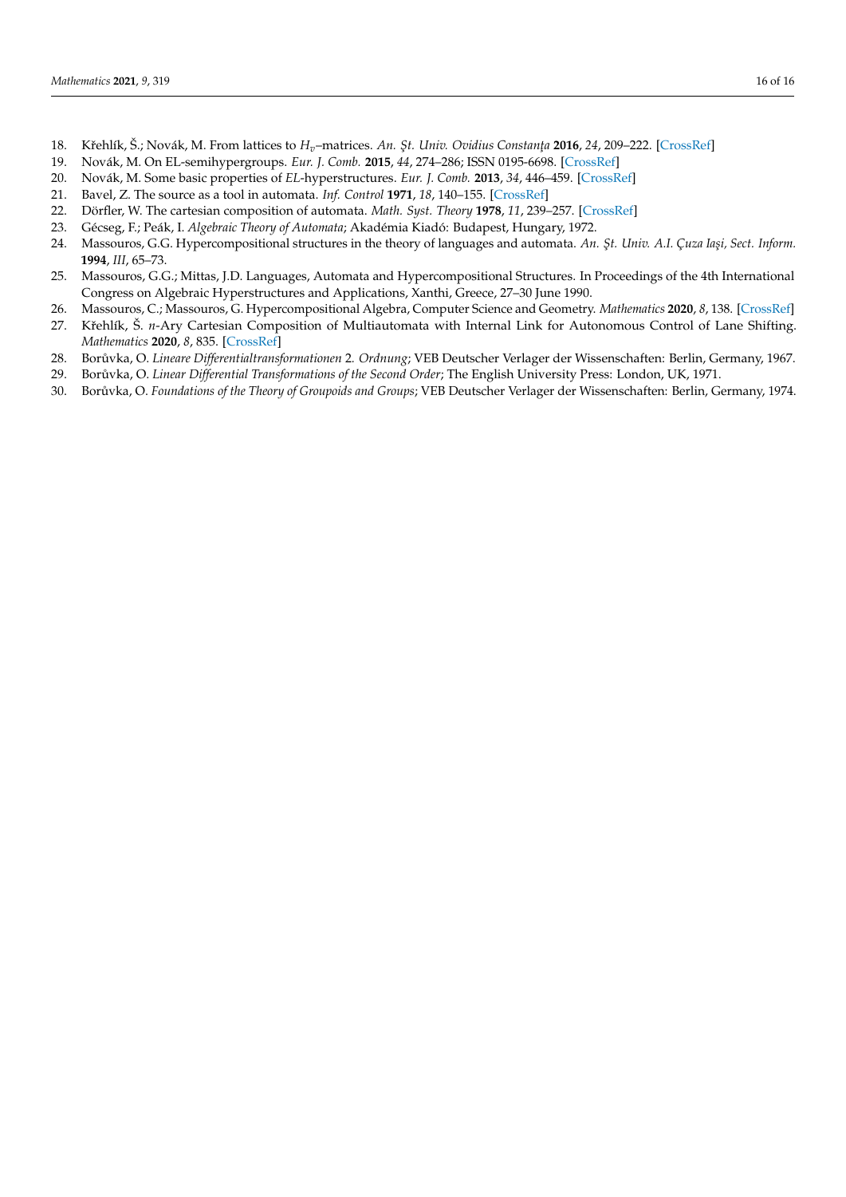18. Křehlík, Š.; Novák, M. From lattices to $H_v$–matrices. *An. Şt. Univ. Ovidius Constanţa* **2016**, *24*, 209–222. [CrossRef]
19. Novák, M. On EL-semihypergroups. *Eur. J. Comb.* **2015**, *44*, 274–286; ISSN 0195-6698. [CrossRef]
20. Novák, M. Some basic properties of *EL*-hyperstructures. *Eur. J. Comb.* **2013**, *34*, 446–459. [CrossRef]
21. Bavel, Z. The source as a tool in automata. *Inf. Control* **1971**, *18*, 140–155. [CrossRef]
22. Dörfler, W. The cartesian composition of automata. *Math. Syst. Theory* **1978**, *11*, 239–257. [CrossRef]
23. Gécseg, F.; Peák, I. *Algebraic Theory of Automata*; Akadémia Kiadó: Budapest, Hungary, 1972.
24. Massouros, G.G. Hypercompositional structures in the theory of languages and automata. *An. Şt. Univ. A.I. Çuza Iaşi, Sect. Inform.* **1994**, *III*, 65–73.
25. Massouros, G.G.; Mittas, J.D. Languages, Automata and Hypercompositional Structures. In Proceedings of the 4th International Congress on Algebraic Hyperstructures and Applications, Xanthi, Greece, 27–30 June 1990.
26. Massouros, C.; Massouros, G. Hypercompositional Algebra, Computer Science and Geometry. *Mathematics* **2020**, *8*, 138. [CrossRef]
27. Křehlík, Š. *n*-Ary Cartesian Composition of Multiautomata with Internal Link for Autonomous Control of Lane Shifting. *Mathematics* **2020**, *8*, 835. [CrossRef]
28. Borůvka, O. *Lineare Differentialtransformationen 2. Ordnung*; VEB Deutscher Verlager der Wissenschaften: Berlin, Germany, 1967.
29. Borůvka, O. *Linear Differential Transformations of the Second Order*; The English University Press: London, UK, 1971.
30. Borůvka, O. *Foundations of the Theory of Groupoids and Groups*; VEB Deutscher Verlager der Wissenschaften: Berlin, Germany, 1974.